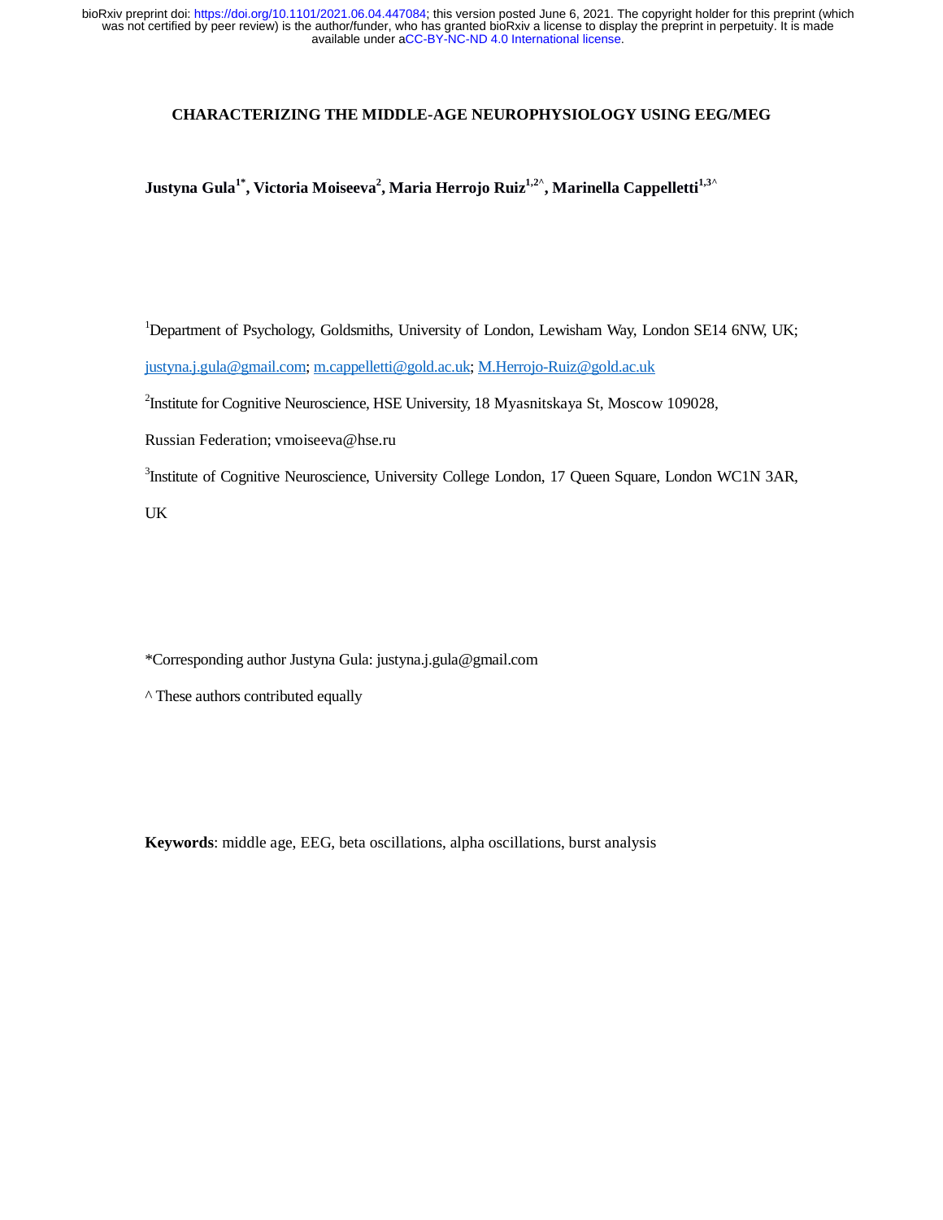# CHARACTERIZING THE MIDDLE-AGE NEUROPHYSIOLOGY USING EEG/MEG

**Justyna Gula[1*], Victoria Moiseeva[2], Maria Herrojo Ruiz[1,2^], Marinella Cappelletti[1,3^]**

[1]Department of Psychology, Goldsmiths, University of London, Lewisham Way, London SE14 6NW, UK; justyna.j.gula@gmail.com; m.cappelletti@gold.ac.uk; M.Herrojo-Ruiz@gold.ac.uk

[2]Institute for Cognitive Neuroscience, HSE University, 18 Myasnitskaya St, Moscow 109028, Russian Federation; vmoiseeva@hse.ru

[3]Institute of Cognitive Neuroscience, University College London, 17 Queen Square, London WC1N 3AR, UK

*Corresponding author Justyna Gula: justyna.j.gula@gmail.com

^ These authors contributed equally

**Keywords**: middle age, EEG, beta oscillations, alpha oscillations, burst analysis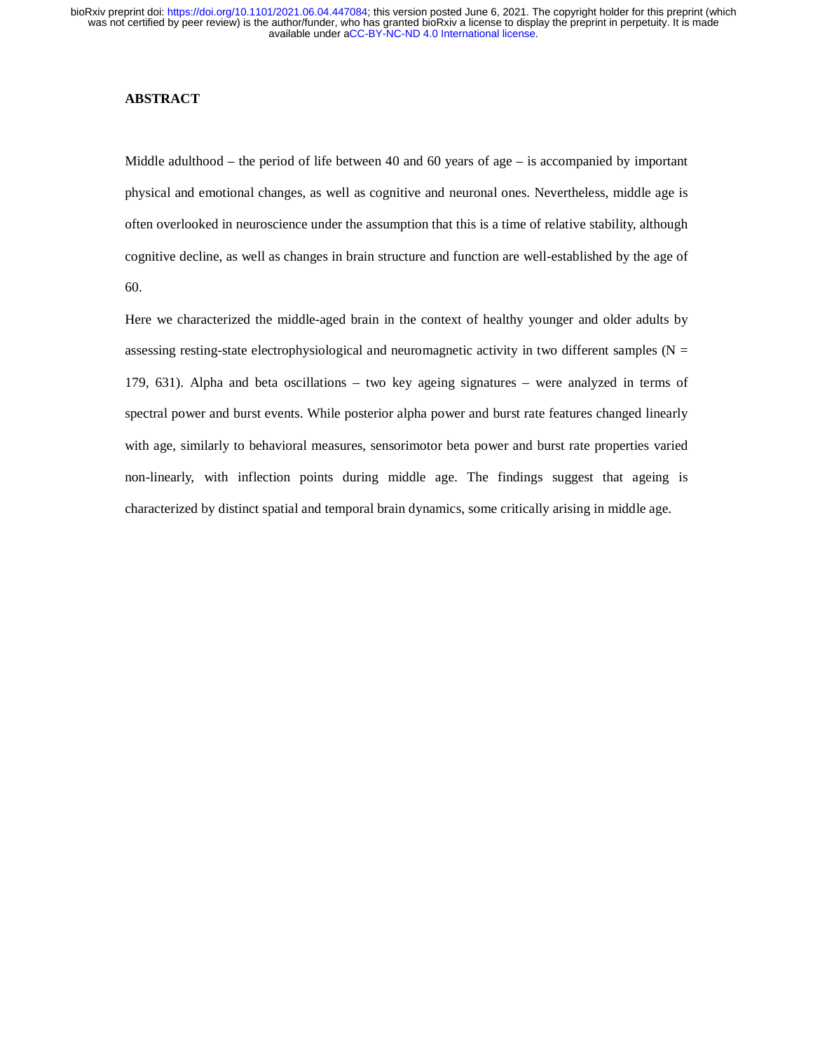## ABSTRACT

Middle adulthood – the period of life between 40 and 60 years of age – is accompanied by important physical and emotional changes, as well as cognitive and neuronal ones. Nevertheless, middle age is often overlooked in neuroscience under the assumption that this is a time of relative stability, although cognitive decline, as well as changes in brain structure and function are well-established by the age of 60.

Here we characterized the middle-aged brain in the context of healthy younger and older adults by assessing resting-state electrophysiological and neuromagnetic activity in two different samples (N = 179, 631). Alpha and beta oscillations – two key ageing signatures – were analyzed in terms of spectral power and burst events. While posterior alpha power and burst rate features changed linearly with age, similarly to behavioral measures, sensorimotor beta power and burst rate properties varied non-linearly, with inflection points during middle age. The findings suggest that ageing is characterized by distinct spatial and temporal brain dynamics, some critically arising in middle age.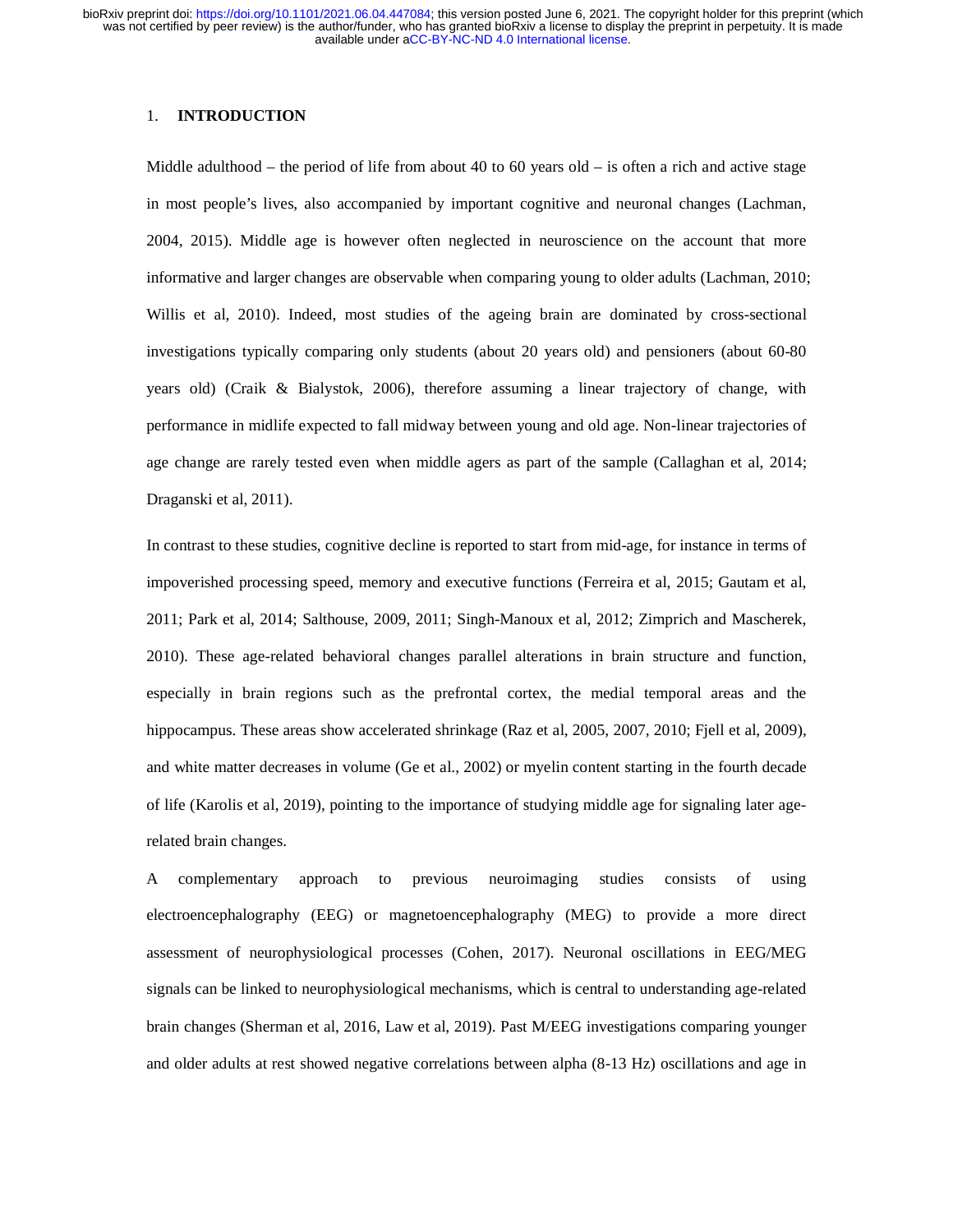## 1. INTRODUCTION

Middle adulthood – the period of life from about 40 to 60 years old – is often a rich and active stage in most people's lives, also accompanied by important cognitive and neuronal changes (Lachman, 2004, 2015). Middle age is however often neglected in neuroscience on the account that more informative and larger changes are observable when comparing young to older adults (Lachman, 2010; Willis et al, 2010). Indeed, most studies of the ageing brain are dominated by cross-sectional investigations typically comparing only students (about 20 years old) and pensioners (about 60-80 years old) (Craik & Bialystok, 2006), therefore assuming a linear trajectory of change, with performance in midlife expected to fall midway between young and old age. Non-linear trajectories of age change are rarely tested even when middle agers as part of the sample (Callaghan et al, 2014; Draganski et al, 2011).

In contrast to these studies, cognitive decline is reported to start from mid-age, for instance in terms of impoverished processing speed, memory and executive functions (Ferreira et al, 2015; Gautam et al, 2011; Park et al, 2014; Salthouse, 2009, 2011; Singh-Manoux et al, 2012; Zimprich and Mascherek, 2010). These age-related behavioral changes parallel alterations in brain structure and function, especially in brain regions such as the prefrontal cortex, the medial temporal areas and the hippocampus. These areas show accelerated shrinkage (Raz et al, 2005, 2007, 2010; Fjell et al, 2009), and white matter decreases in volume (Ge et al., 2002) or myelin content starting in the fourth decade of life (Karolis et al, 2019), pointing to the importance of studying middle age for signaling later age-related brain changes.

A complementary approach to previous neuroimaging studies consists of using electroencephalography (EEG) or magnetoencephalography (MEG) to provide a more direct assessment of neurophysiological processes (Cohen, 2017). Neuronal oscillations in EEG/MEG signals can be linked to neurophysiological mechanisms, which is central to understanding age-related brain changes (Sherman et al, 2016, Law et al, 2019). Past M/EEG investigations comparing younger and older adults at rest showed negative correlations between alpha (8-13 Hz) oscillations and age in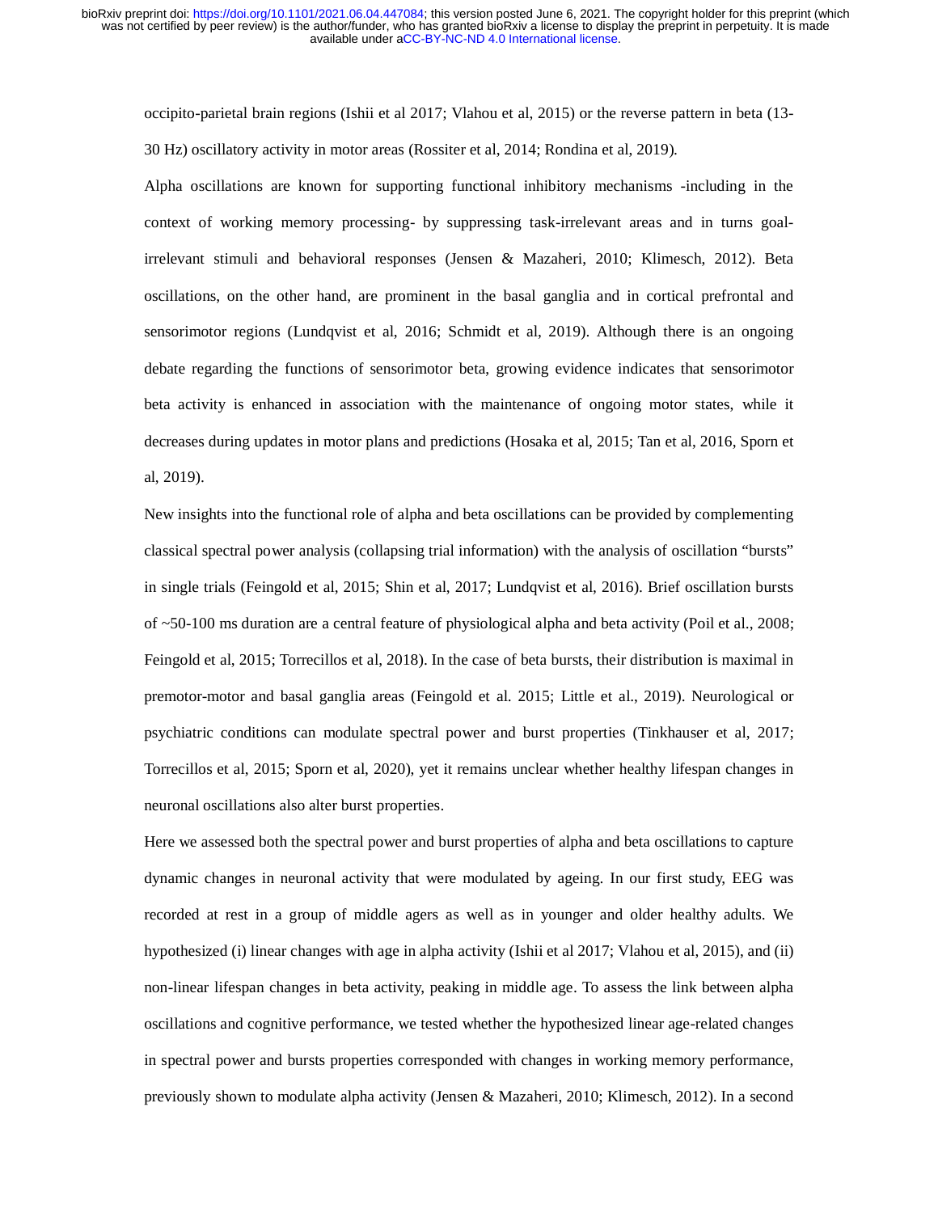occipito-parietal brain regions (Ishii et al 2017; Vlahou et al, 2015) or the reverse pattern in beta (13-30 Hz) oscillatory activity in motor areas (Rossiter et al, 2014; Rondina et al, 2019).

Alpha oscillations are known for supporting functional inhibitory mechanisms -including in the context of working memory processing- by suppressing task-irrelevant areas and in turns goal-irrelevant stimuli and behavioral responses (Jensen & Mazaheri, 2010; Klimesch, 2012). Beta oscillations, on the other hand, are prominent in the basal ganglia and in cortical prefrontal and sensorimotor regions (Lundqvist et al, 2016; Schmidt et al, 2019). Although there is an ongoing debate regarding the functions of sensorimotor beta, growing evidence indicates that sensorimotor beta activity is enhanced in association with the maintenance of ongoing motor states, while it decreases during updates in motor plans and predictions (Hosaka et al, 2015; Tan et al, 2016, Sporn et al, 2019).

New insights into the functional role of alpha and beta oscillations can be provided by complementing classical spectral power analysis (collapsing trial information) with the analysis of oscillation "bursts" in single trials (Feingold et al, 2015; Shin et al, 2017; Lundqvist et al, 2016). Brief oscillation bursts of ~50-100 ms duration are a central feature of physiological alpha and beta activity (Poil et al., 2008; Feingold et al, 2015; Torrecillos et al, 2018). In the case of beta bursts, their distribution is maximal in premotor-motor and basal ganglia areas (Feingold et al. 2015; Little et al., 2019). Neurological or psychiatric conditions can modulate spectral power and burst properties (Tinkhauser et al, 2017; Torrecillos et al, 2015; Sporn et al, 2020), yet it remains unclear whether healthy lifespan changes in neuronal oscillations also alter burst properties.

Here we assessed both the spectral power and burst properties of alpha and beta oscillations to capture dynamic changes in neuronal activity that were modulated by ageing. In our first study, EEG was recorded at rest in a group of middle agers as well as in younger and older healthy adults. We hypothesized (i) linear changes with age in alpha activity (Ishii et al 2017; Vlahou et al, 2015), and (ii) non-linear lifespan changes in beta activity, peaking in middle age. To assess the link between alpha oscillations and cognitive performance, we tested whether the hypothesized linear age-related changes in spectral power and bursts properties corresponded with changes in working memory performance, previously shown to modulate alpha activity (Jensen & Mazaheri, 2010; Klimesch, 2012). In a second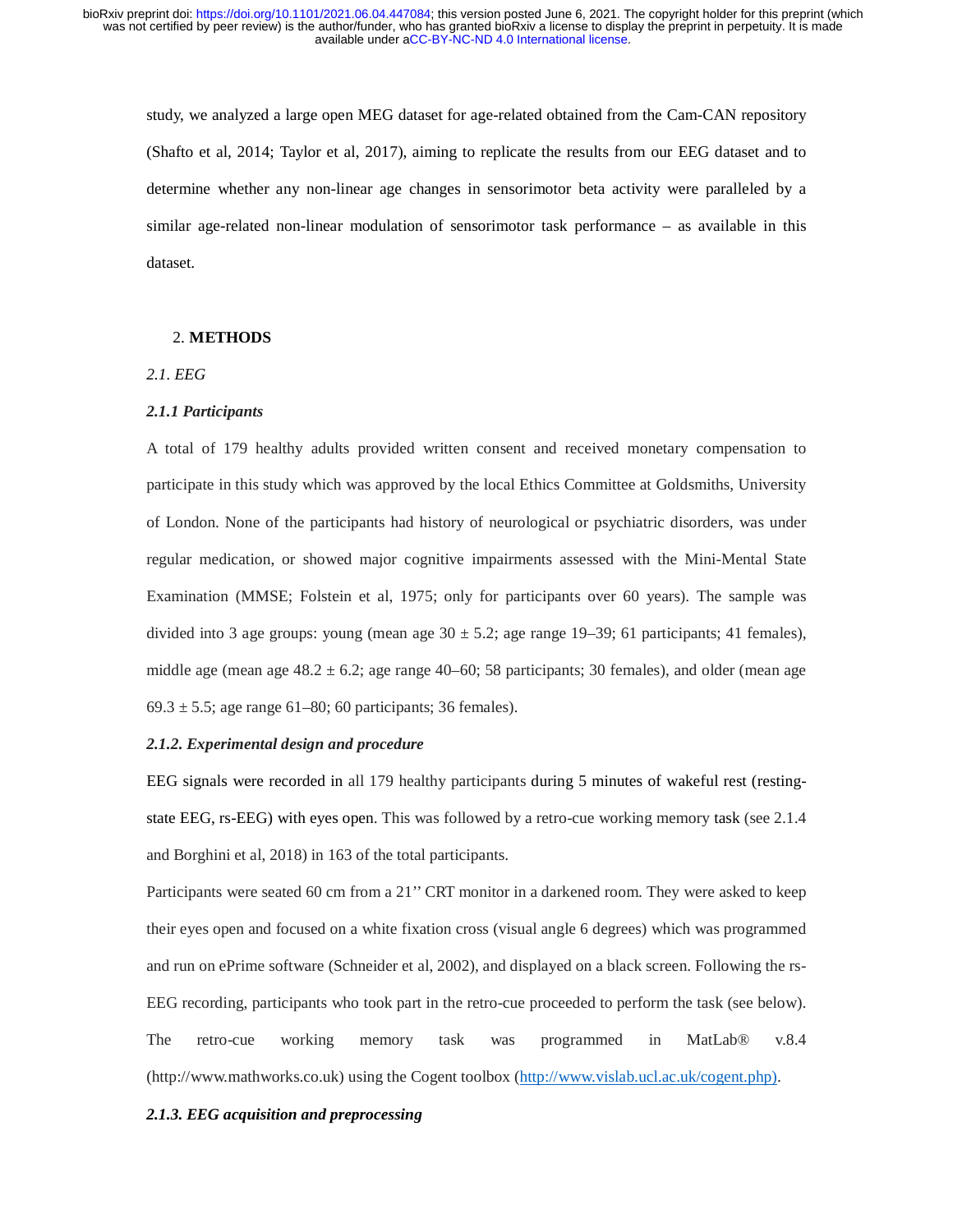study, we analyzed a large open MEG dataset for age-related obtained from the Cam-CAN repository (Shafto et al, 2014; Taylor et al, 2017), aiming to replicate the results from our EEG dataset and to determine whether any non-linear age changes in sensorimotor beta activity were paralleled by a similar age-related non-linear modulation of sensorimotor task performance – as available in this dataset.

## 2. METHODS

### *2.1. EEG*

#### ***2.1.1 Participants***

A total of 179 healthy adults provided written consent and received monetary compensation to participate in this study which was approved by the local Ethics Committee at Goldsmiths, University of London. None of the participants had history of neurological or psychiatric disorders, was under regular medication, or showed major cognitive impairments assessed with the Mini-Mental State Examination (MMSE; Folstein et al, 1975; only for participants over 60 years). The sample was divided into 3 age groups: young (mean age 30 ± 5.2; age range 19–39; 61 participants; 41 females), middle age (mean age 48.2 ± 6.2; age range 40–60; 58 participants; 30 females), and older (mean age 69.3 ± 5.5; age range 61–80; 60 participants; 36 females).

#### ***2.1.2. Experimental design and procedure***

EEG signals were recorded in all 179 healthy participants during 5 minutes of wakeful rest (resting-state EEG, rs-EEG) with eyes open. This was followed by a retro-cue working memory task (see 2.1.4 and Borghini et al, 2018) in 163 of the total participants.

Participants were seated 60 cm from a 21'' CRT monitor in a darkened room. They were asked to keep their eyes open and focused on a white fixation cross (visual angle 6 degrees) which was programmed and run on ePrime software (Schneider et al, 2002), and displayed on a black screen. Following the rs-EEG recording, participants who took part in the retro-cue proceeded to perform the task (see below). The retro-cue working memory task was programmed in MatLab® v.8.4 (http://www.mathworks.co.uk) using the Cogent toolbox (http://www.vislab.ucl.ac.uk/cogent.php).

#### ***2.1.3. EEG acquisition and preprocessing***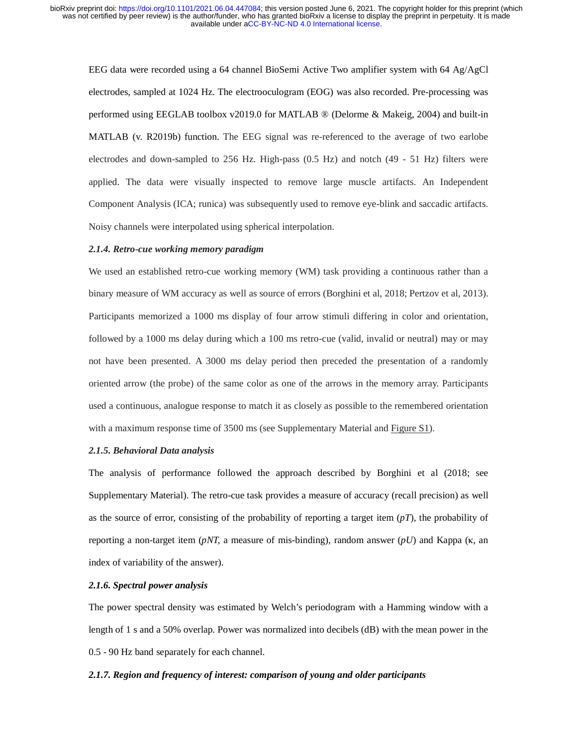EEG data were recorded using a 64 channel BioSemi Active Two amplifier system with 64 Ag/AgCl electrodes, sampled at 1024 Hz. The electrooculogram (EOG) was also recorded. Pre-processing was performed using EEGLAB toolbox v2019.0 for MATLAB ® (Delorme & Makeig, 2004) and built-in MATLAB (v. R2019b) function. The EEG signal was re-referenced to the average of two earlobe electrodes and down-sampled to 256 Hz. High-pass (0.5 Hz) and notch (49 - 51 Hz) filters were applied. The data were visually inspected to remove large muscle artifacts. An Independent Component Analysis (ICA; runica) was subsequently used to remove eye-blink and saccadic artifacts. Noisy channels were interpolated using spherical interpolation.

### *2.1.4. Retro-cue working memory paradigm*

We used an established retro-cue working memory (WM) task providing a continuous rather than a binary measure of WM accuracy as well as source of errors (Borghini et al, 2018; Pertzov et al, 2013). Participants memorized a 1000 ms display of four arrow stimuli differing in color and orientation, followed by a 1000 ms delay during which a 100 ms retro-cue (valid, invalid or neutral) may or may not have been presented. A 3000 ms delay period then preceded the presentation of a randomly oriented arrow (the probe) of the same color as one of the arrows in the memory array. Participants used a continuous, analogue response to match it as closely as possible to the remembered orientation with a maximum response time of 3500 ms (see Supplementary Material and Figure S1).

### *2.1.5. Behavioral Data analysis*

The analysis of performance followed the approach described by Borghini et al (2018; see Supplementary Material). The retro-cue task provides a measure of accuracy (recall precision) as well as the source of error, consisting of the probability of reporting a target item (*pT*), the probability of reporting a non-target item (*pNT,* a measure of mis-binding), random answer (*pU*) and Kappa ($\kappa$, an index of variability of the answer).

### *2.1.6. Spectral power analysis*

The power spectral density was estimated by Welch's periodogram with a Hamming window with a length of 1 s and a 50% overlap. Power was normalized into decibels (dB) with the mean power in the 0.5 - 90 Hz band separately for each channel.

### *2.1.7. Region and frequency of interest: comparison of young and older participants*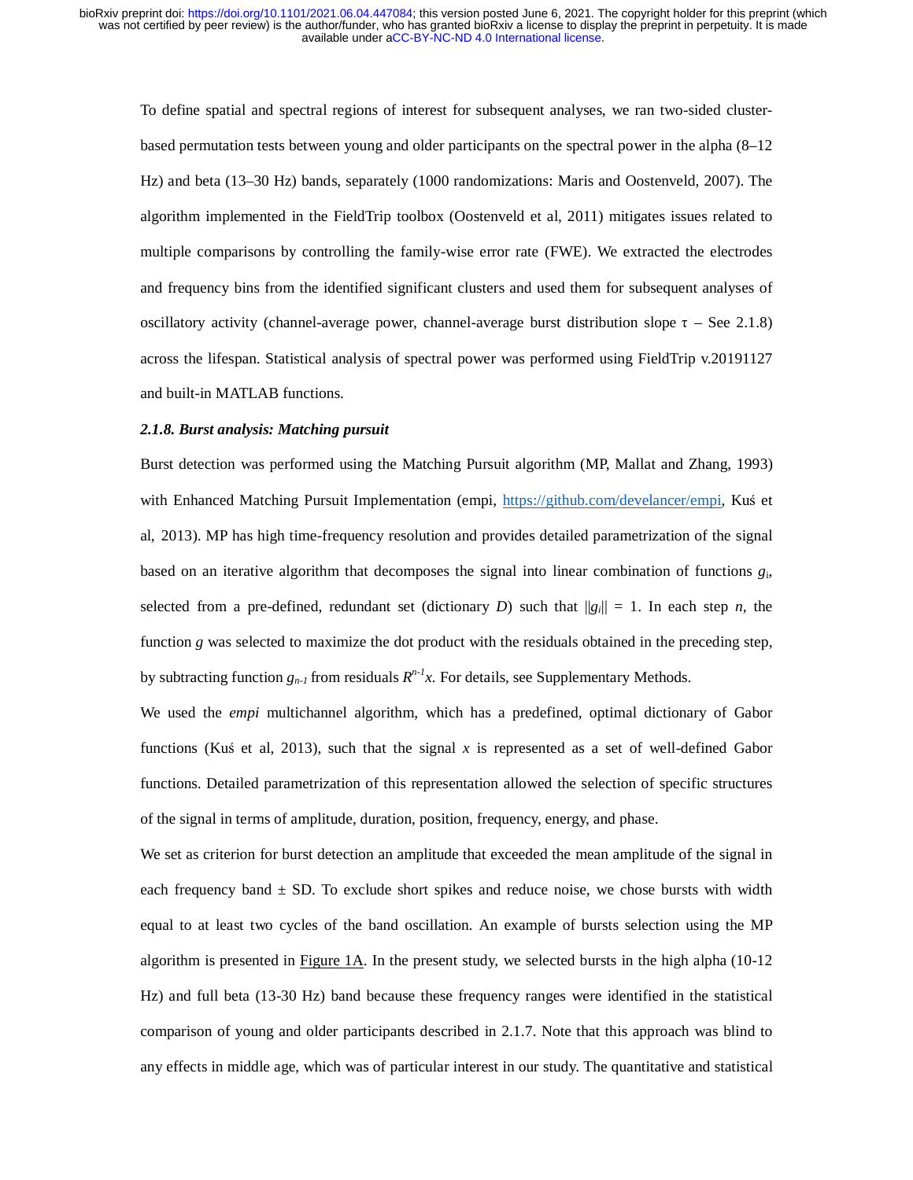To define spatial and spectral regions of interest for subsequent analyses, we ran two-sided cluster-based permutation tests between young and older participants on the spectral power in the alpha (8–12 Hz) and beta (13–30 Hz) bands, separately (1000 randomizations: Maris and Oostenveld, 2007). The algorithm implemented in the FieldTrip toolbox (Oostenveld et al, 2011) mitigates issues related to multiple comparisons by controlling the family-wise error rate (FWE). We extracted the electrodes and frequency bins from the identified significant clusters and used them for subsequent analyses of oscillatory activity (channel-average power, channel-average burst distribution slope τ – See 2.1.8) across the lifespan. Statistical analysis of spectral power was performed using FieldTrip v.20191127 and built-in MATLAB functions.

### *2.1.8. Burst analysis: Matching pursuit*

Burst detection was performed using the Matching Pursuit algorithm (MP, Mallat and Zhang, 1993) with Enhanced Matching Pursuit Implementation (empi, https://github.com/develancer/empi, Kuś et al, 2013). MP has high time-frequency resolution and provides detailed parametrization of the signal based on an iterative algorithm that decomposes the signal into linear combination of functions $g_i$, selected from a pre-defined, redundant set (dictionary $D$) such that $||g_i|| = 1$. In each step $n$, the function $g$ was selected to maximize the dot product with the residuals obtained in the preceding step, by subtracting function $g_{n-1}$ from residuals $R^{n-1}x$. For details, see Supplementary Methods.

We used the *empi* multichannel algorithm, which has a predefined, optimal dictionary of Gabor functions (Kuś et al, 2013), such that the signal $x$ is represented as a set of well-defined Gabor functions. Detailed parametrization of this representation allowed the selection of specific structures of the signal in terms of amplitude, duration, position, frequency, energy, and phase.

We set as criterion for burst detection an amplitude that exceeded the mean amplitude of the signal in each frequency band ± SD. To exclude short spikes and reduce noise, we chose bursts with width equal to at least two cycles of the band oscillation. An example of bursts selection using the MP algorithm is presented in Figure 1A. In the present study, we selected bursts in the high alpha (10-12 Hz) and full beta (13-30 Hz) band because these frequency ranges were identified in the statistical comparison of young and older participants described in 2.1.7. Note that this approach was blind to any effects in middle age, which was of particular interest in our study. The quantitative and statistical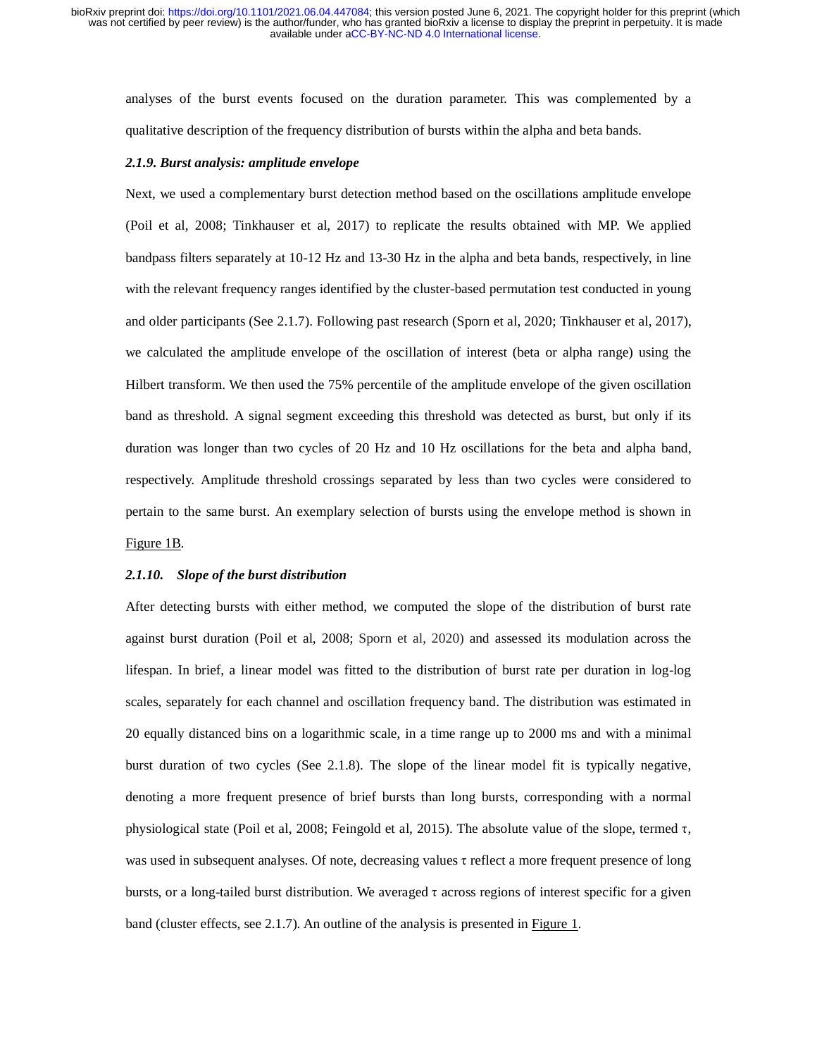analyses of the burst events focused on the duration parameter. This was complemented by a qualitative description of the frequency distribution of bursts within the alpha and beta bands.

### *2.1.9. Burst analysis: amplitude envelope*

Next, we used a complementary burst detection method based on the oscillations amplitude envelope (Poil et al, 2008; Tinkhauser et al, 2017) to replicate the results obtained with MP. We applied bandpass filters separately at 10-12 Hz and 13-30 Hz in the alpha and beta bands, respectively, in line with the relevant frequency ranges identified by the cluster-based permutation test conducted in young and older participants (See 2.1.7). Following past research (Sporn et al, 2020; Tinkhauser et al, 2017), we calculated the amplitude envelope of the oscillation of interest (beta or alpha range) using the Hilbert transform. We then used the 75% percentile of the amplitude envelope of the given oscillation band as threshold. A signal segment exceeding this threshold was detected as burst, but only if its duration was longer than two cycles of 20 Hz and 10 Hz oscillations for the beta and alpha band, respectively. Amplitude threshold crossings separated by less than two cycles were considered to pertain to the same burst. An exemplary selection of bursts using the envelope method is shown in Figure 1B.

### *2.1.10. Slope of the burst distribution*

After detecting bursts with either method, we computed the slope of the distribution of burst rate against burst duration (Poil et al, 2008; Sporn et al, 2020) and assessed its modulation across the lifespan. In brief, a linear model was fitted to the distribution of burst rate per duration in log-log scales, separately for each channel and oscillation frequency band. The distribution was estimated in 20 equally distanced bins on a logarithmic scale, in a time range up to 2000 ms and with a minimal burst duration of two cycles (See 2.1.8). The slope of the linear model fit is typically negative, denoting a more frequent presence of brief bursts than long bursts, corresponding with a normal physiological state (Poil et al, 2008; Feingold et al, 2015). The absolute value of the slope, termed $\tau$, was used in subsequent analyses. Of note, decreasing values $\tau$ reflect a more frequent presence of long bursts, or a long-tailed burst distribution. We averaged $\tau$ across regions of interest specific for a given band (cluster effects, see 2.1.7). An outline of the analysis is presented in Figure 1.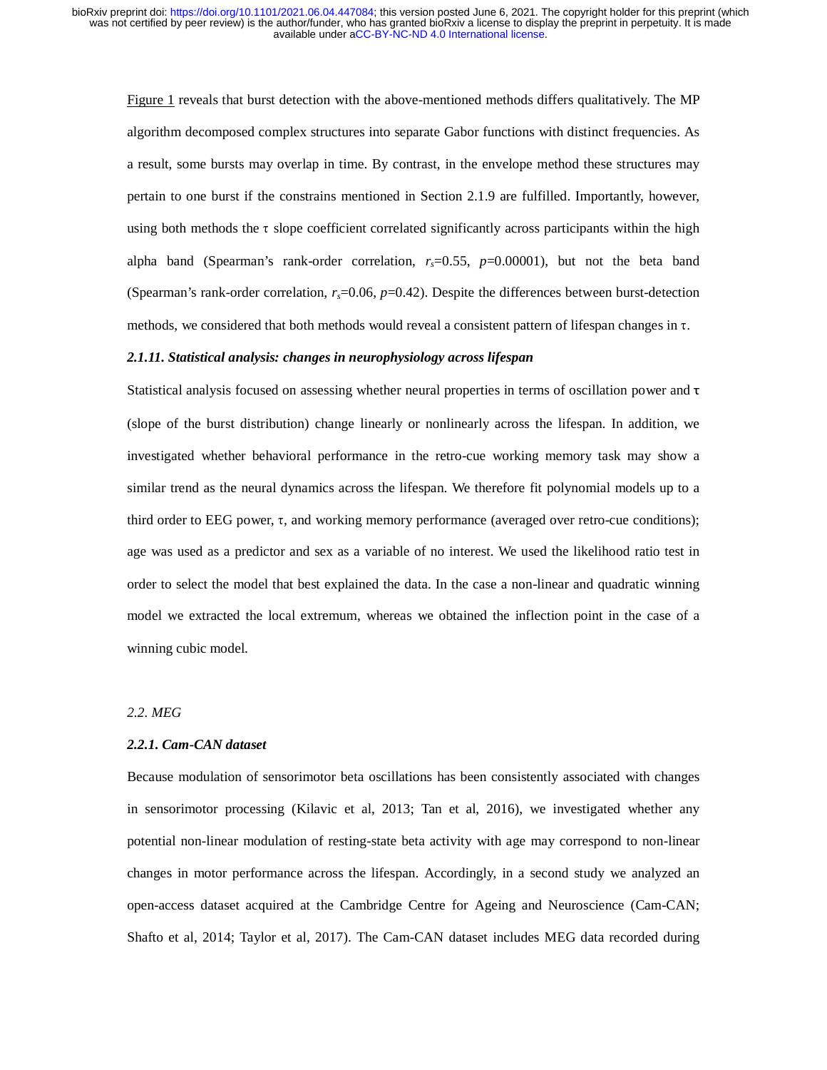Figure 1 reveals that burst detection with the above-mentioned methods differs qualitatively. The MP algorithm decomposed complex structures into separate Gabor functions with distinct frequencies. As a result, some bursts may overlap in time. By contrast, in the envelope method these structures may pertain to one burst if the constrains mentioned in Section 2.1.9 are fulfilled. Importantly, however, using both methods the $\tau$ slope coefficient correlated significantly across participants within the high alpha band (Spearman's rank-order correlation, $r_s$=0.55, $p$=0.00001), but not the beta band (Spearman's rank-order correlation, $r_s$=0.06, $p$=0.42). Despite the differences between burst-detection methods, we considered that both methods would reveal a consistent pattern of lifespan changes in $\tau$.

### *2.1.11. Statistical analysis: changes in neurophysiology across lifespan*

Statistical analysis focused on assessing whether neural properties in terms of oscillation power and $\tau$ (slope of the burst distribution) change linearly or nonlinearly across the lifespan. In addition, we investigated whether behavioral performance in the retro-cue working memory task may show a similar trend as the neural dynamics across the lifespan. We therefore fit polynomial models up to a third order to EEG power, $\tau$, and working memory performance (averaged over retro-cue conditions); age was used as a predictor and sex as a variable of no interest. We used the likelihood ratio test in order to select the model that best explained the data. In the case a non-linear and quadratic winning model we extracted the local extremum, whereas we obtained the inflection point in the case of a winning cubic model.

## *2.2. MEG*

### *2.2.1. Cam-CAN dataset*

Because modulation of sensorimotor beta oscillations has been consistently associated with changes in sensorimotor processing (Kilavic et al, 2013; Tan et al, 2016), we investigated whether any potential non-linear modulation of resting-state beta activity with age may correspond to non-linear changes in motor performance across the lifespan. Accordingly, in a second study we analyzed an open-access dataset acquired at the Cambridge Centre for Ageing and Neuroscience (Cam-CAN; Shafto et al, 2014; Taylor et al, 2017). The Cam-CAN dataset includes MEG data recorded during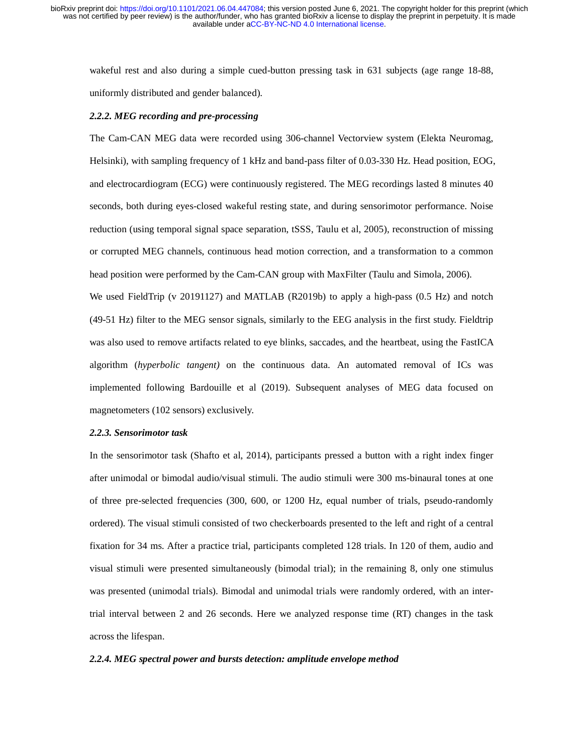wakeful rest and also during a simple cued-button pressing task in 631 subjects (age range 18-88, uniformly distributed and gender balanced).

#### *2.2.2. MEG recording and pre-processing*

The Cam-CAN MEG data were recorded using 306-channel Vectorview system (Elekta Neuromag, Helsinki), with sampling frequency of 1 kHz and band-pass filter of 0.03-330 Hz. Head position, EOG, and electrocardiogram (ECG) were continuously registered. The MEG recordings lasted 8 minutes 40 seconds, both during eyes-closed wakeful resting state, and during sensorimotor performance. Noise reduction (using temporal signal space separation, tSSS, Taulu et al, 2005), reconstruction of missing or corrupted MEG channels, continuous head motion correction, and a transformation to a common head position were performed by the Cam-CAN group with MaxFilter (Taulu and Simola, 2006).

We used FieldTrip (v 20191127) and MATLAB (R2019b) to apply a high-pass (0.5 Hz) and notch (49-51 Hz) filter to the MEG sensor signals, similarly to the EEG analysis in the first study. Fieldtrip was also used to remove artifacts related to eye blinks, saccades, and the heartbeat, using the FastICA algorithm (*hyperbolic tangent)* on the continuous data. An automated removal of ICs was implemented following Bardouille et al (2019). Subsequent analyses of MEG data focused on magnetometers (102 sensors) exclusively.

#### *2.2.3. Sensorimotor task*

In the sensorimotor task (Shafto et al, 2014), participants pressed a button with a right index finger after unimodal or bimodal audio/visual stimuli. The audio stimuli were 300 ms-binaural tones at one of three pre-selected frequencies (300, 600, or 1200 Hz, equal number of trials, pseudo-randomly ordered). The visual stimuli consisted of two checkerboards presented to the left and right of a central fixation for 34 ms. After a practice trial, participants completed 128 trials. In 120 of them, audio and visual stimuli were presented simultaneously (bimodal trial); in the remaining 8, only one stimulus was presented (unimodal trials). Bimodal and unimodal trials were randomly ordered, with an inter-trial interval between 2 and 26 seconds. Here we analyzed response time (RT) changes in the task across the lifespan.

#### *2.2.4. MEG spectral power and bursts detection: amplitude envelope method*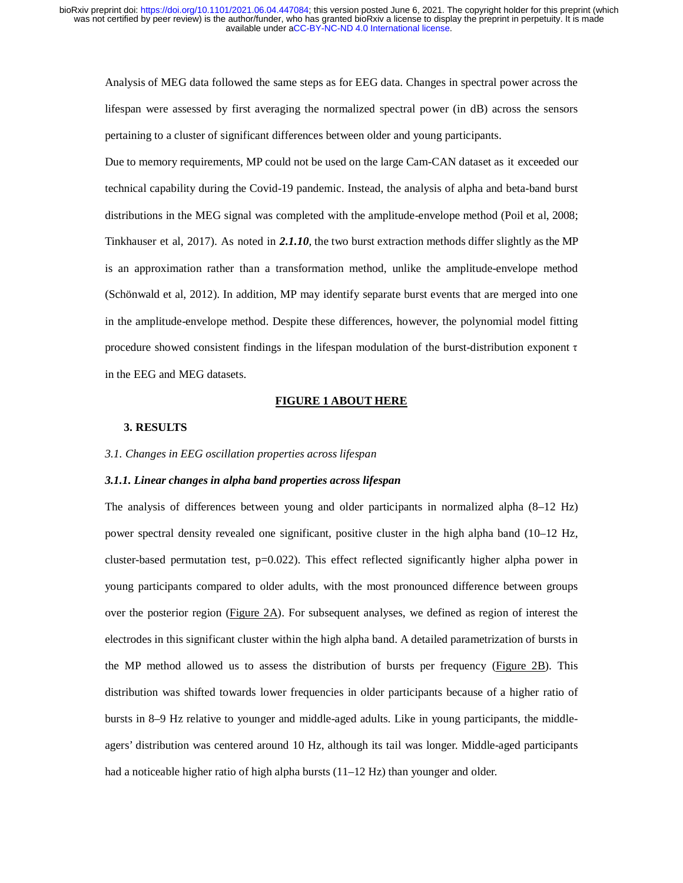Analysis of MEG data followed the same steps as for EEG data. Changes in spectral power across the lifespan were assessed by first averaging the normalized spectral power (in dB) across the sensors pertaining to a cluster of significant differences between older and young participants.

Due to memory requirements, MP could not be used on the large Cam-CAN dataset as it exceeded our technical capability during the Covid-19 pandemic. Instead, the analysis of alpha and beta-band burst distributions in the MEG signal was completed with the amplitude-envelope method (Poil et al, 2008; Tinkhauser et al, 2017). As noted in ***2.1.10***, the two burst extraction methods differ slightly as the MP is an approximation rather than a transformation method, unlike the amplitude-envelope method (Schönwald et al, 2012). In addition, MP may identify separate burst events that are merged into one in the amplitude-envelope method. Despite these differences, however, the polynomial model fitting procedure showed consistent findings in the lifespan modulation of the burst-distribution exponent $\tau$ in the EEG and MEG datasets.

**FIGURE 1 ABOUT HERE**

## 3. RESULTS

### *3.1. Changes in EEG oscillation properties across lifespan*

#### ***3.1.1. Linear changes in alpha band properties across lifespan***

The analysis of differences between young and older participants in normalized alpha (8–12 Hz) power spectral density revealed one significant, positive cluster in the high alpha band (10–12 Hz, cluster-based permutation test, p=0.022). This effect reflected significantly higher alpha power in young participants compared to older adults, with the most pronounced difference between groups over the posterior region (Figure 2A). For subsequent analyses, we defined as region of interest the electrodes in this significant cluster within the high alpha band. A detailed parametrization of bursts in the MP method allowed us to assess the distribution of bursts per frequency (Figure 2B). This distribution was shifted towards lower frequencies in older participants because of a higher ratio of bursts in 8–9 Hz relative to younger and middle-aged adults. Like in young participants, the middle-agers' distribution was centered around 10 Hz, although its tail was longer. Middle-aged participants had a noticeable higher ratio of high alpha bursts (11–12 Hz) than younger and older.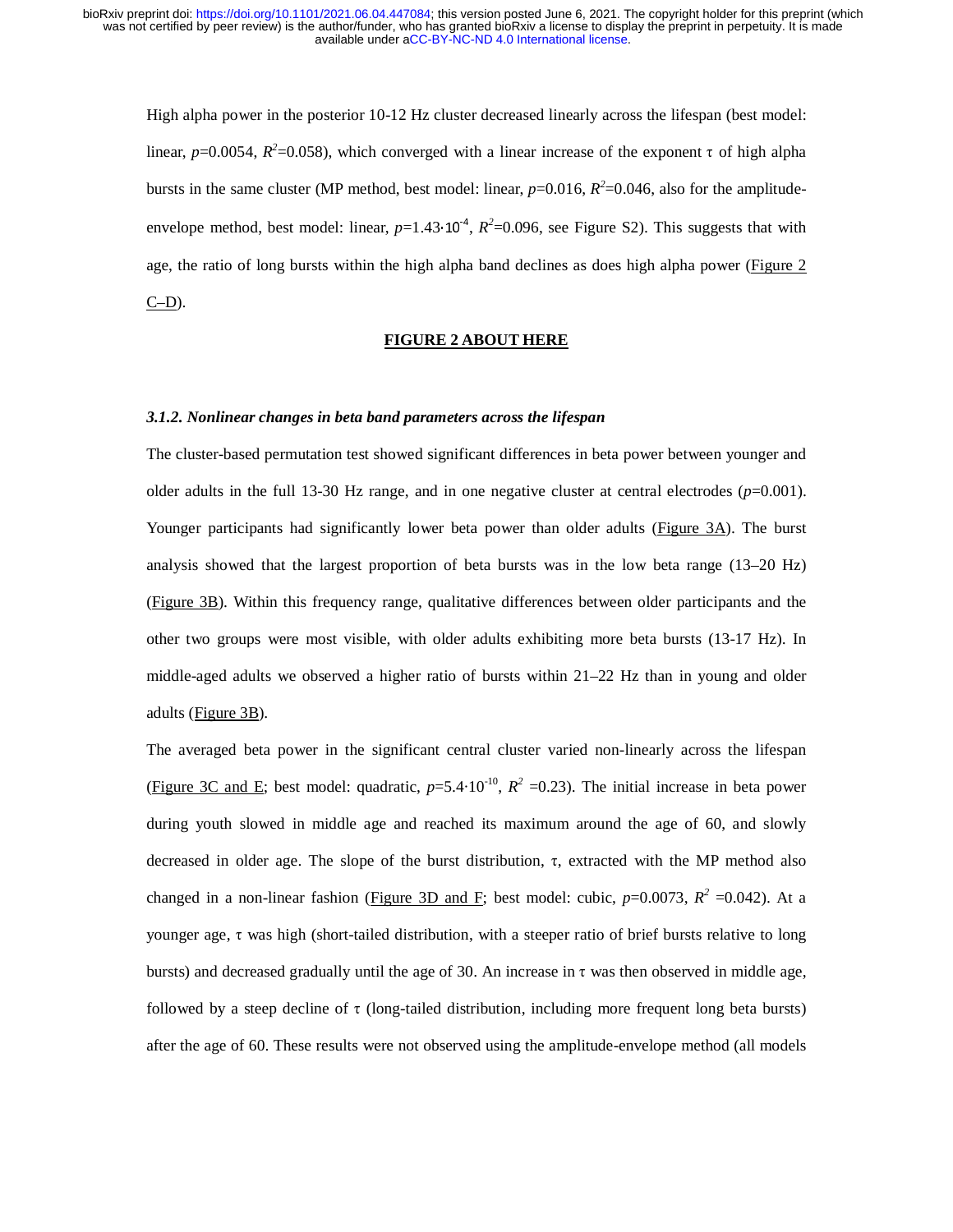High alpha power in the posterior 10-12 Hz cluster decreased linearly across the lifespan (best model: linear, $p$=0.0054, $R^2$=0.058), which converged with a linear increase of the exponent $\tau$ of high alpha bursts in the same cluster (MP method, best model: linear, $p$=0.016, $R^2$=0.046, also for the amplitude-envelope method, best model: linear, $p$=1.43·10$^{-4}$, $R^2$=0.096, see Figure S2). This suggests that with age, the ratio of long bursts within the high alpha band declines as does high alpha power (Figure 2 C–D).

**FIGURE 2 ABOUT HERE**

### *3.1.2. Nonlinear changes in beta band parameters across the lifespan*

The cluster-based permutation test showed significant differences in beta power between younger and older adults in the full 13-30 Hz range, and in one negative cluster at central electrodes ($p$=0.001). Younger participants had significantly lower beta power than older adults (Figure 3A). The burst analysis showed that the largest proportion of beta bursts was in the low beta range (13–20 Hz) (Figure 3B). Within this frequency range, qualitative differences between older participants and the other two groups were most visible, with older adults exhibiting more beta bursts (13-17 Hz). In middle-aged adults we observed a higher ratio of bursts within 21–22 Hz than in young and older adults (Figure 3B).

The averaged beta power in the significant central cluster varied non-linearly across the lifespan (Figure 3C and E; best model: quadratic, $p$=5.4·10$^{-10}$, $R^2$ =0.23). The initial increase in beta power during youth slowed in middle age and reached its maximum around the age of 60, and slowly decreased in older age. The slope of the burst distribution, $\tau$, extracted with the MP method also changed in a non-linear fashion (Figure 3D and F; best model: cubic, $p$=0.0073, $R^2$ =0.042). At a younger age, $\tau$ was high (short-tailed distribution, with a steeper ratio of brief bursts relative to long bursts) and decreased gradually until the age of 30. An increase in $\tau$ was then observed in middle age, followed by a steep decline of $\tau$ (long-tailed distribution, including more frequent long beta bursts) after the age of 60. These results were not observed using the amplitude-envelope method (all models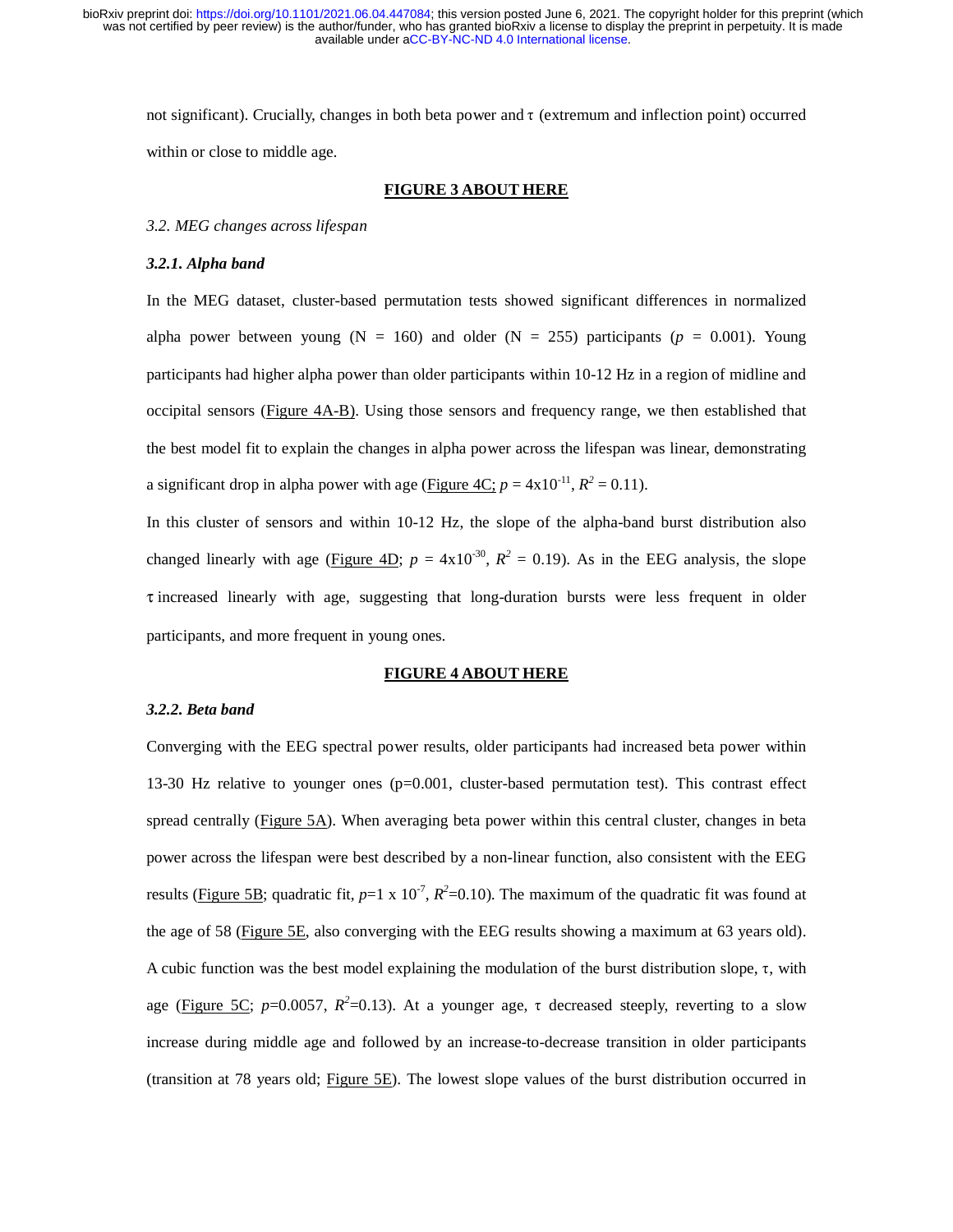not significant). Crucially, changes in both beta power and τ (extremum and inflection point) occurred within or close to middle age.

**FIGURE 3 ABOUT HERE**

*3.2. MEG changes across lifespan*

***3.2.1. Alpha band***

In the MEG dataset, cluster-based permutation tests showed significant differences in normalized alpha power between young (N = 160) and older (N = 255) participants ($p$ = 0.001). Young participants had higher alpha power than older participants within 10-12 Hz in a region of midline and occipital sensors (Figure 4A-B). Using those sensors and frequency range, we then established that the best model fit to explain the changes in alpha power across the lifespan was linear, demonstrating a significant drop in alpha power with age (Figure 4C; $p = 4\text{x}10^{-11}$, $R^2 = 0.11$).

In this cluster of sensors and within 10-12 Hz, the slope of the alpha-band burst distribution also changed linearly with age (Figure 4D; $p = 4\text{x}10^{-30}$, $R^2 = 0.19$). As in the EEG analysis, the slope τ increased linearly with age, suggesting that long-duration bursts were less frequent in older participants, and more frequent in young ones.

**FIGURE 4 ABOUT HERE**

***3.2.2. Beta band***

Converging with the EEG spectral power results, older participants had increased beta power within 13-30 Hz relative to younger ones (p=0.001, cluster-based permutation test). This contrast effect spread centrally (Figure 5A). When averaging beta power within this central cluster, changes in beta power across the lifespan were best described by a non-linear function, also consistent with the EEG results (Figure 5B; quadratic fit, $p = 1 \text{ x } 10^{-7}$, $R^2 = 0.10$). The maximum of the quadratic fit was found at the age of 58 (Figure 5E, also converging with the EEG results showing a maximum at 63 years old). A cubic function was the best model explaining the modulation of the burst distribution slope, τ, with age (Figure 5C; $p = 0.0057$, $R^2 = 0.13$). At a younger age, τ decreased steeply, reverting to a slow increase during middle age and followed by an increase-to-decrease transition in older participants (transition at 78 years old; Figure 5E). The lowest slope values of the burst distribution occurred in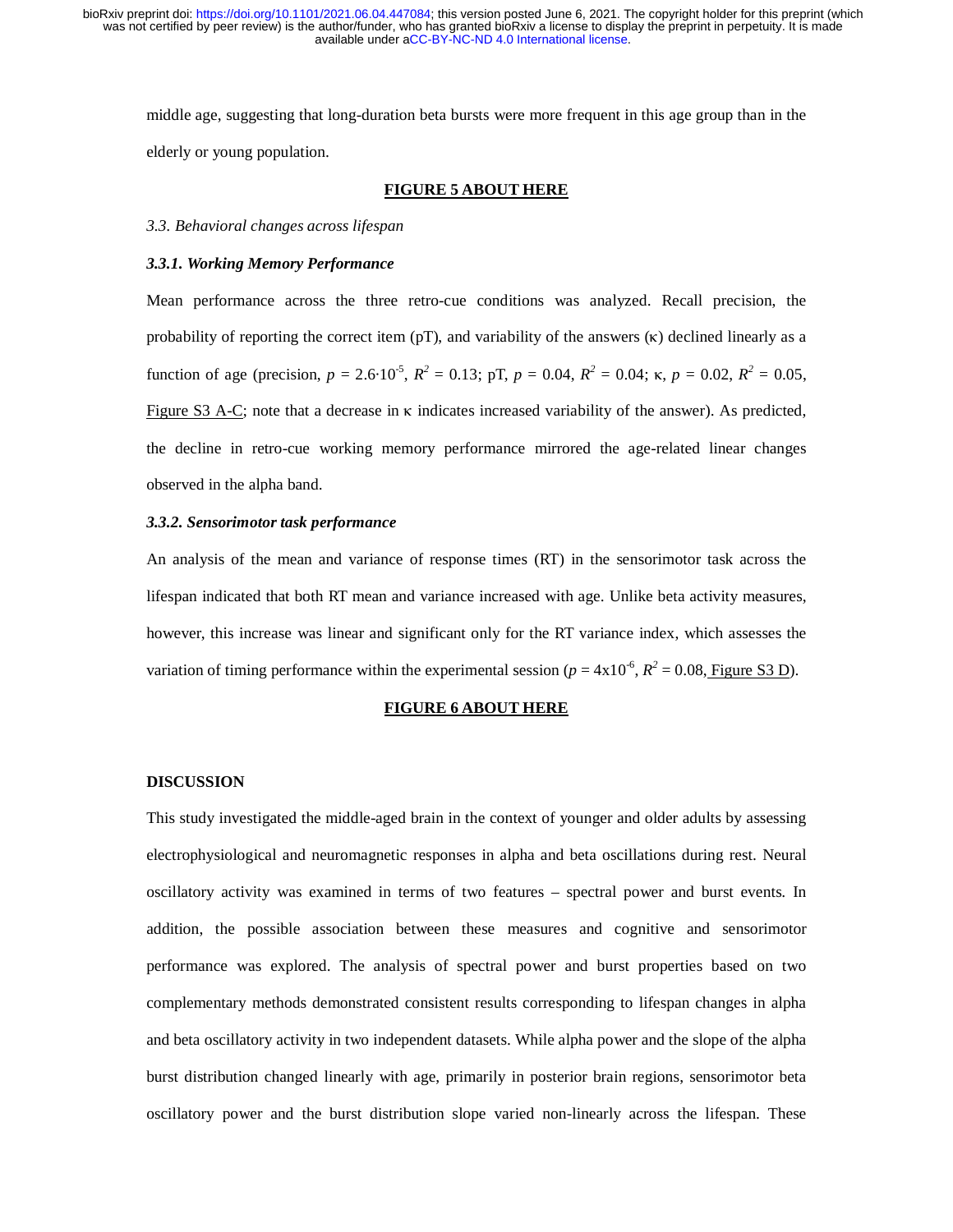middle age, suggesting that long-duration beta bursts were more frequent in this age group than in the elderly or young population.

**FIGURE 5 ABOUT HERE**

*3.3. Behavioral changes across lifespan*

***3.3.1. Working Memory Performance***

Mean performance across the three retro-cue conditions was analyzed. Recall precision, the probability of reporting the correct item (pT), and variability of the answers (κ) declined linearly as a function of age (precision, $p = 2.6{\cdot}10^{-5}$, $R^2 = 0.13$; pT, $p = 0.04$, $R^2 = 0.04$; κ, $p = 0.02$, $R^2 = 0.05$, Figure S3 A-C; note that a decrease in κ indicates increased variability of the answer). As predicted, the decline in retro-cue working memory performance mirrored the age-related linear changes observed in the alpha band.

***3.3.2. Sensorimotor task performance***

An analysis of the mean and variance of response times (RT) in the sensorimotor task across the lifespan indicated that both RT mean and variance increased with age. Unlike beta activity measures, however, this increase was linear and significant only for the RT variance index, which assesses the variation of timing performance within the experimental session ($p = 4\text{x}10^{-6}$, $R^2 = 0.08$, Figure S3 D).

**FIGURE 6 ABOUT HERE**

**DISCUSSION**

This study investigated the middle-aged brain in the context of younger and older adults by assessing electrophysiological and neuromagnetic responses in alpha and beta oscillations during rest. Neural oscillatory activity was examined in terms of two features – spectral power and burst events. In addition, the possible association between these measures and cognitive and sensorimotor performance was explored. The analysis of spectral power and burst properties based on two complementary methods demonstrated consistent results corresponding to lifespan changes in alpha and beta oscillatory activity in two independent datasets. While alpha power and the slope of the alpha burst distribution changed linearly with age, primarily in posterior brain regions, sensorimotor beta oscillatory power and the burst distribution slope varied non-linearly across the lifespan. These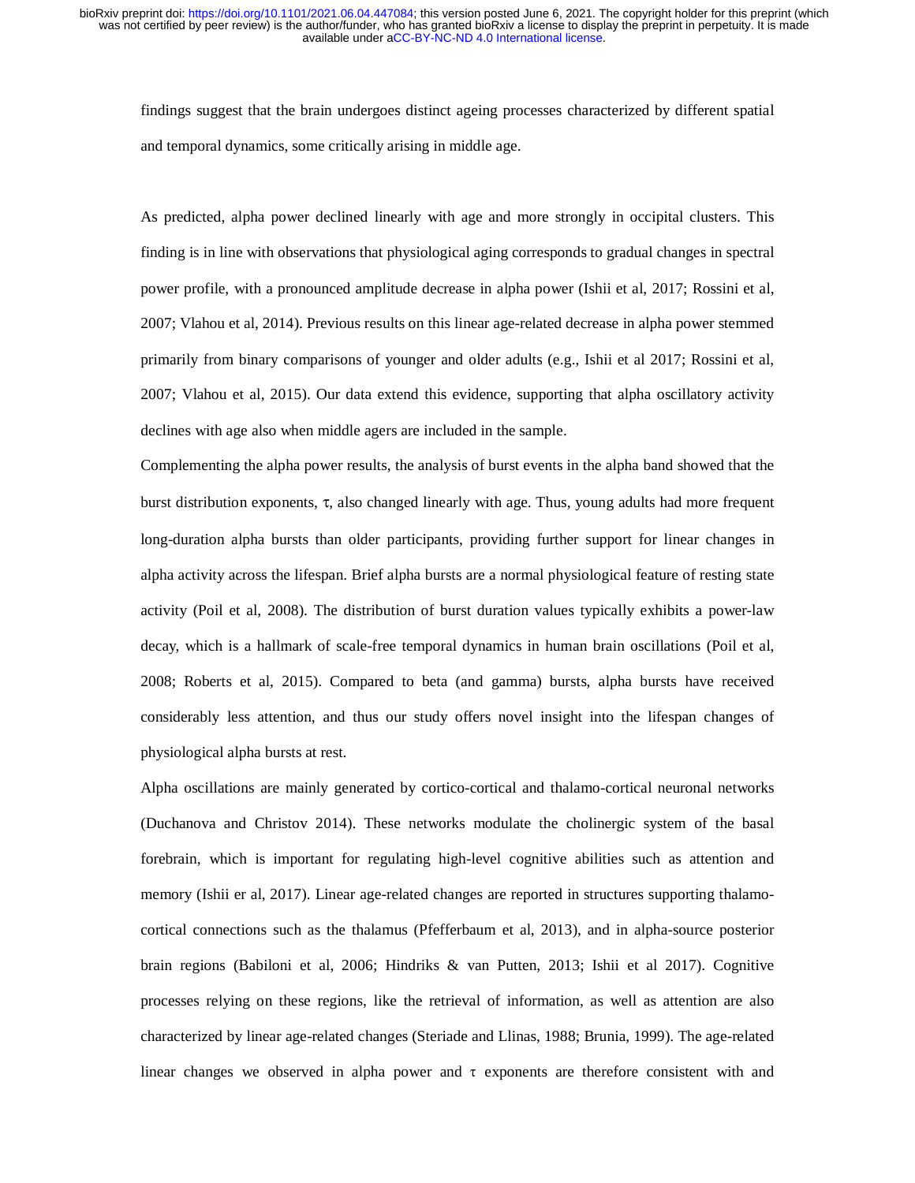findings suggest that the brain undergoes distinct ageing processes characterized by different spatial and temporal dynamics, some critically arising in middle age.

As predicted, alpha power declined linearly with age and more strongly in occipital clusters. This finding is in line with observations that physiological aging corresponds to gradual changes in spectral power profile, with a pronounced amplitude decrease in alpha power (Ishii et al, 2017; Rossini et al, 2007; Vlahou et al, 2014). Previous results on this linear age-related decrease in alpha power stemmed primarily from binary comparisons of younger and older adults (e.g., Ishii et al 2017; Rossini et al, 2007; Vlahou et al, 2015). Our data extend this evidence, supporting that alpha oscillatory activity declines with age also when middle agers are included in the sample.

Complementing the alpha power results, the analysis of burst events in the alpha band showed that the burst distribution exponents, $\tau$, also changed linearly with age. Thus, young adults had more frequent long-duration alpha bursts than older participants, providing further support for linear changes in alpha activity across the lifespan. Brief alpha bursts are a normal physiological feature of resting state activity (Poil et al, 2008). The distribution of burst duration values typically exhibits a power-law decay, which is a hallmark of scale-free temporal dynamics in human brain oscillations (Poil et al, 2008; Roberts et al, 2015). Compared to beta (and gamma) bursts, alpha bursts have received considerably less attention, and thus our study offers novel insight into the lifespan changes of physiological alpha bursts at rest.

Alpha oscillations are mainly generated by cortico-cortical and thalamo-cortical neuronal networks (Duchanova and Christov 2014). These networks modulate the cholinergic system of the basal forebrain, which is important for regulating high-level cognitive abilities such as attention and memory (Ishii er al, 2017). Linear age-related changes are reported in structures supporting thalamo-cortical connections such as the thalamus (Pfefferbaum et al, 2013), and in alpha-source posterior brain regions (Babiloni et al, 2006; Hindriks & van Putten, 2013; Ishii et al 2017). Cognitive processes relying on these regions, like the retrieval of information, as well as attention are also characterized by linear age-related changes (Steriade and Llinas, 1988; Brunia, 1999). The age-related linear changes we observed in alpha power and $\tau$ exponents are therefore consistent with and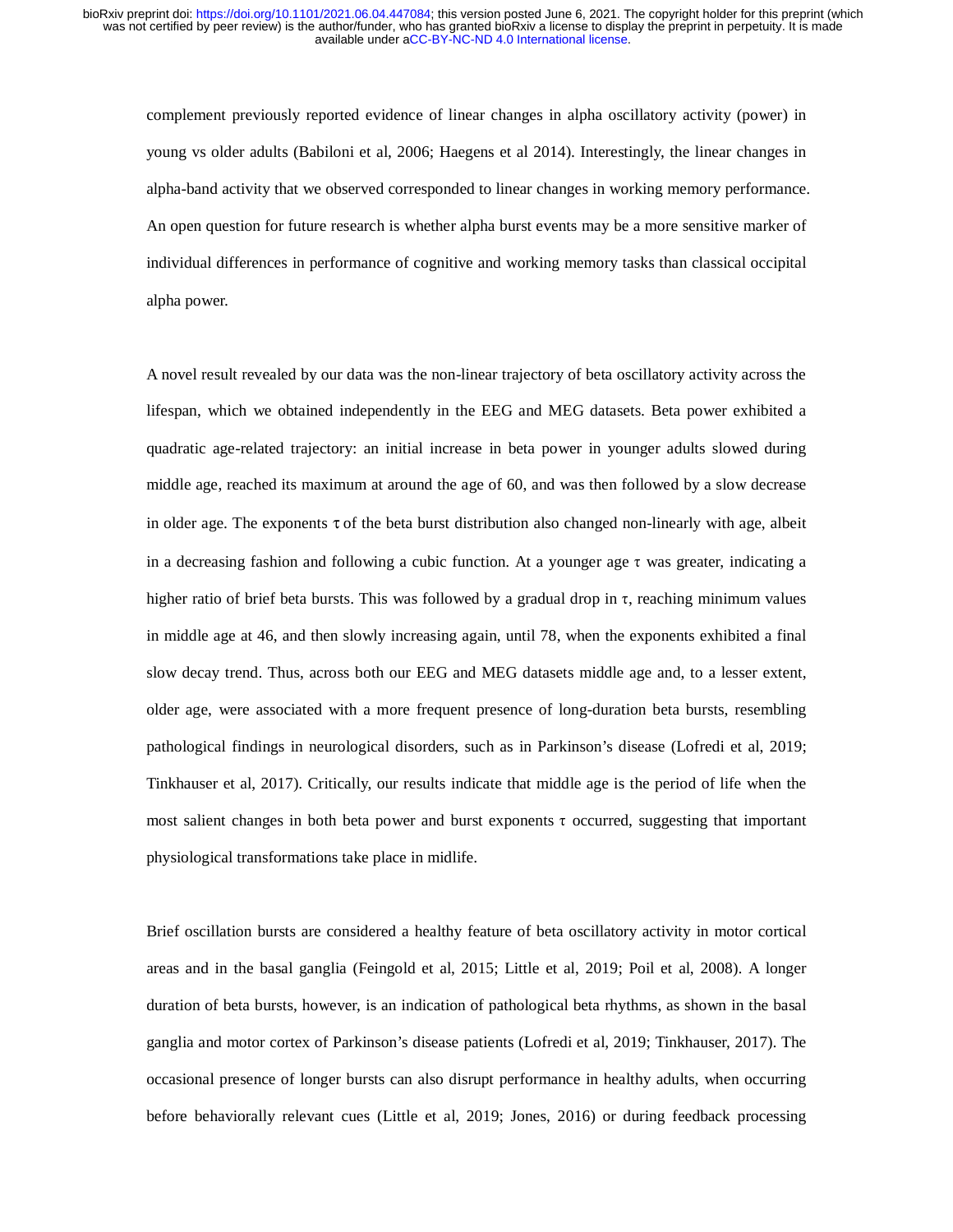complement previously reported evidence of linear changes in alpha oscillatory activity (power) in young vs older adults (Babiloni et al, 2006; Haegens et al 2014). Interestingly, the linear changes in alpha-band activity that we observed corresponded to linear changes in working memory performance. An open question for future research is whether alpha burst events may be a more sensitive marker of individual differences in performance of cognitive and working memory tasks than classical occipital alpha power.

A novel result revealed by our data was the non-linear trajectory of beta oscillatory activity across the lifespan, which we obtained independently in the EEG and MEG datasets. Beta power exhibited a quadratic age-related trajectory: an initial increase in beta power in younger adults slowed during middle age, reached its maximum at around the age of 60, and was then followed by a slow decrease in older age. The exponents $\tau$ of the beta burst distribution also changed non-linearly with age, albeit in a decreasing fashion and following a cubic function. At a younger age $\tau$ was greater, indicating a higher ratio of brief beta bursts. This was followed by a gradual drop in $\tau$, reaching minimum values in middle age at 46, and then slowly increasing again, until 78, when the exponents exhibited a final slow decay trend. Thus, across both our EEG and MEG datasets middle age and, to a lesser extent, older age, were associated with a more frequent presence of long-duration beta bursts, resembling pathological findings in neurological disorders, such as in Parkinson's disease (Lofredi et al, 2019; Tinkhauser et al, 2017). Critically, our results indicate that middle age is the period of life when the most salient changes in both beta power and burst exponents $\tau$ occurred, suggesting that important physiological transformations take place in midlife.

Brief oscillation bursts are considered a healthy feature of beta oscillatory activity in motor cortical areas and in the basal ganglia (Feingold et al, 2015; Little et al, 2019; Poil et al, 2008). A longer duration of beta bursts, however, is an indication of pathological beta rhythms, as shown in the basal ganglia and motor cortex of Parkinson's disease patients (Lofredi et al, 2019; Tinkhauser, 2017). The occasional presence of longer bursts can also disrupt performance in healthy adults, when occurring before behaviorally relevant cues (Little et al, 2019; Jones, 2016) or during feedback processing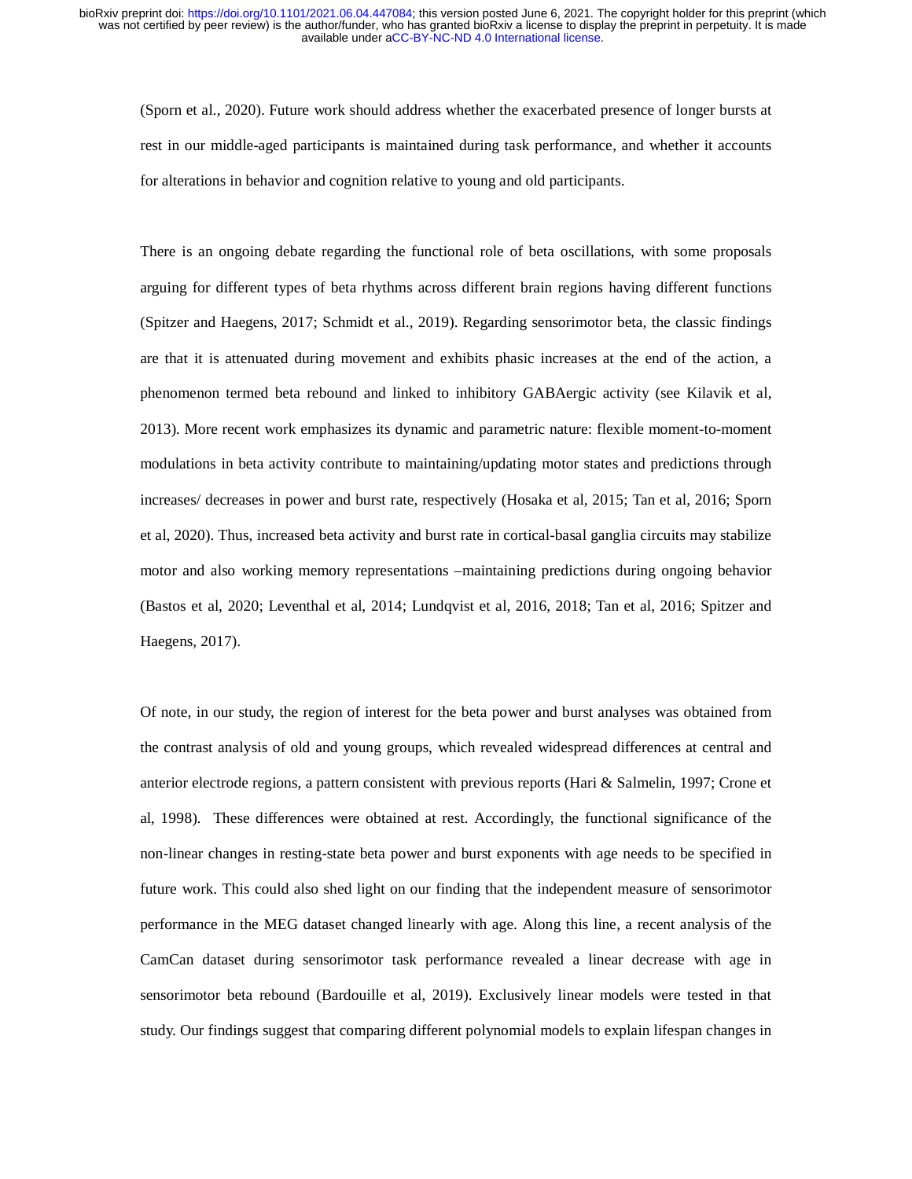(Sporn et al., 2020). Future work should address whether the exacerbated presence of longer bursts at rest in our middle-aged participants is maintained during task performance, and whether it accounts for alterations in behavior and cognition relative to young and old participants.

There is an ongoing debate regarding the functional role of beta oscillations, with some proposals arguing for different types of beta rhythms across different brain regions having different functions (Spitzer and Haegens, 2017; Schmidt et al., 2019). Regarding sensorimotor beta, the classic findings are that it is attenuated during movement and exhibits phasic increases at the end of the action, a phenomenon termed beta rebound and linked to inhibitory GABAergic activity (see Kilavik et al, 2013). More recent work emphasizes its dynamic and parametric nature: flexible moment-to-moment modulations in beta activity contribute to maintaining/updating motor states and predictions through increases/ decreases in power and burst rate, respectively (Hosaka et al, 2015; Tan et al, 2016; Sporn et al, 2020). Thus, increased beta activity and burst rate in cortical-basal ganglia circuits may stabilize motor and also working memory representations –maintaining predictions during ongoing behavior (Bastos et al, 2020; Leventhal et al, 2014; Lundqvist et al, 2016, 2018; Tan et al, 2016; Spitzer and Haegens, 2017).

Of note, in our study, the region of interest for the beta power and burst analyses was obtained from the contrast analysis of old and young groups, which revealed widespread differences at central and anterior electrode regions, a pattern consistent with previous reports (Hari & Salmelin, 1997; Crone et al, 1998). These differences were obtained at rest. Accordingly, the functional significance of the non-linear changes in resting-state beta power and burst exponents with age needs to be specified in future work. This could also shed light on our finding that the independent measure of sensorimotor performance in the MEG dataset changed linearly with age. Along this line, a recent analysis of the CamCan dataset during sensorimotor task performance revealed a linear decrease with age in sensorimotor beta rebound (Bardouille et al, 2019). Exclusively linear models were tested in that study. Our findings suggest that comparing different polynomial models to explain lifespan changes in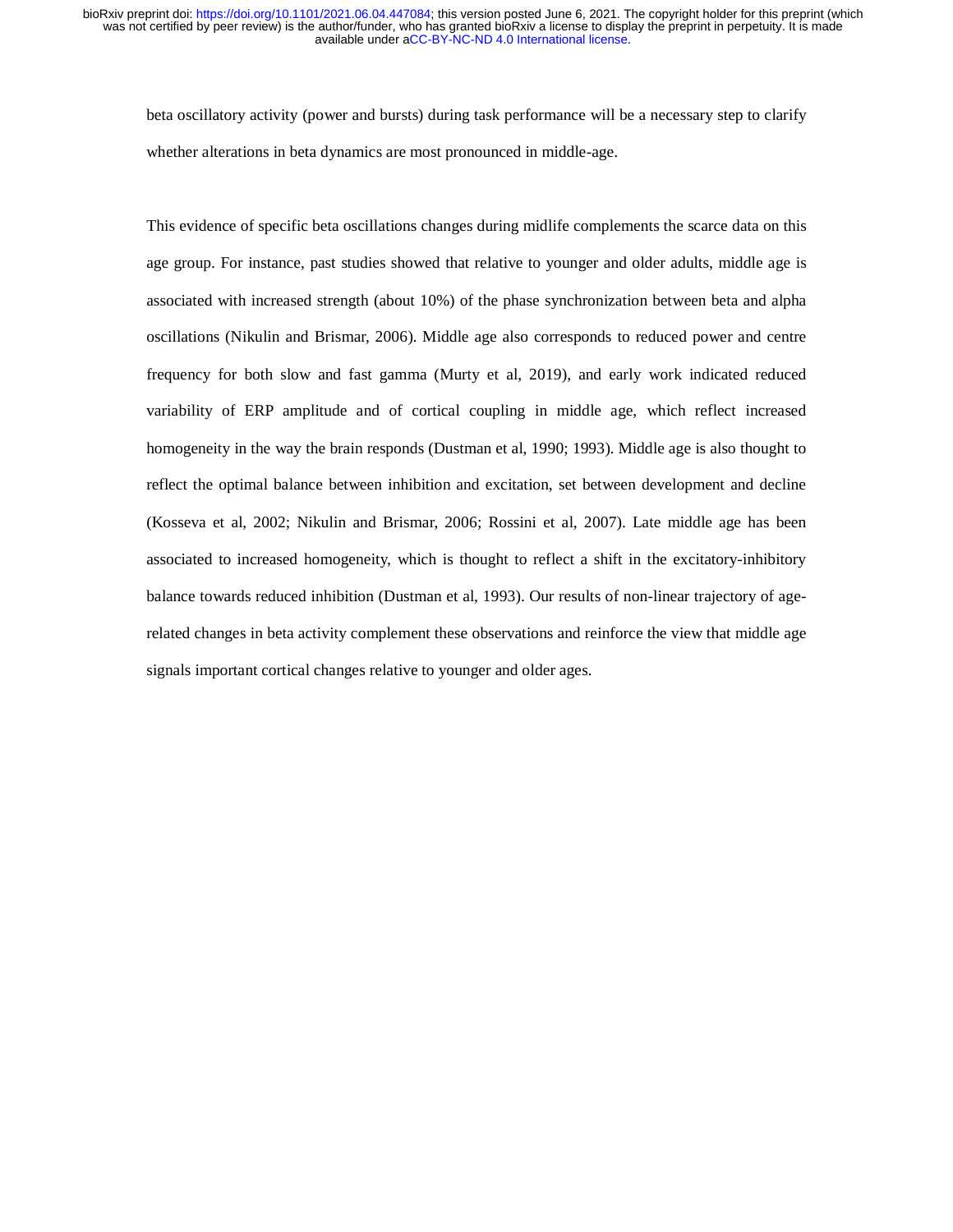beta oscillatory activity (power and bursts) during task performance will be a necessary step to clarify whether alterations in beta dynamics are most pronounced in middle-age.

This evidence of specific beta oscillations changes during midlife complements the scarce data on this age group. For instance, past studies showed that relative to younger and older adults, middle age is associated with increased strength (about 10%) of the phase synchronization between beta and alpha oscillations (Nikulin and Brismar, 2006). Middle age also corresponds to reduced power and centre frequency for both slow and fast gamma (Murty et al, 2019), and early work indicated reduced variability of ERP amplitude and of cortical coupling in middle age, which reflect increased homogeneity in the way the brain responds (Dustman et al, 1990; 1993). Middle age is also thought to reflect the optimal balance between inhibition and excitation, set between development and decline (Kosseva et al, 2002; Nikulin and Brismar, 2006; Rossini et al, 2007). Late middle age has been associated to increased homogeneity, which is thought to reflect a shift in the excitatory-inhibitory balance towards reduced inhibition (Dustman et al, 1993). Our results of non-linear trajectory of age-related changes in beta activity complement these observations and reinforce the view that middle age signals important cortical changes relative to younger and older ages.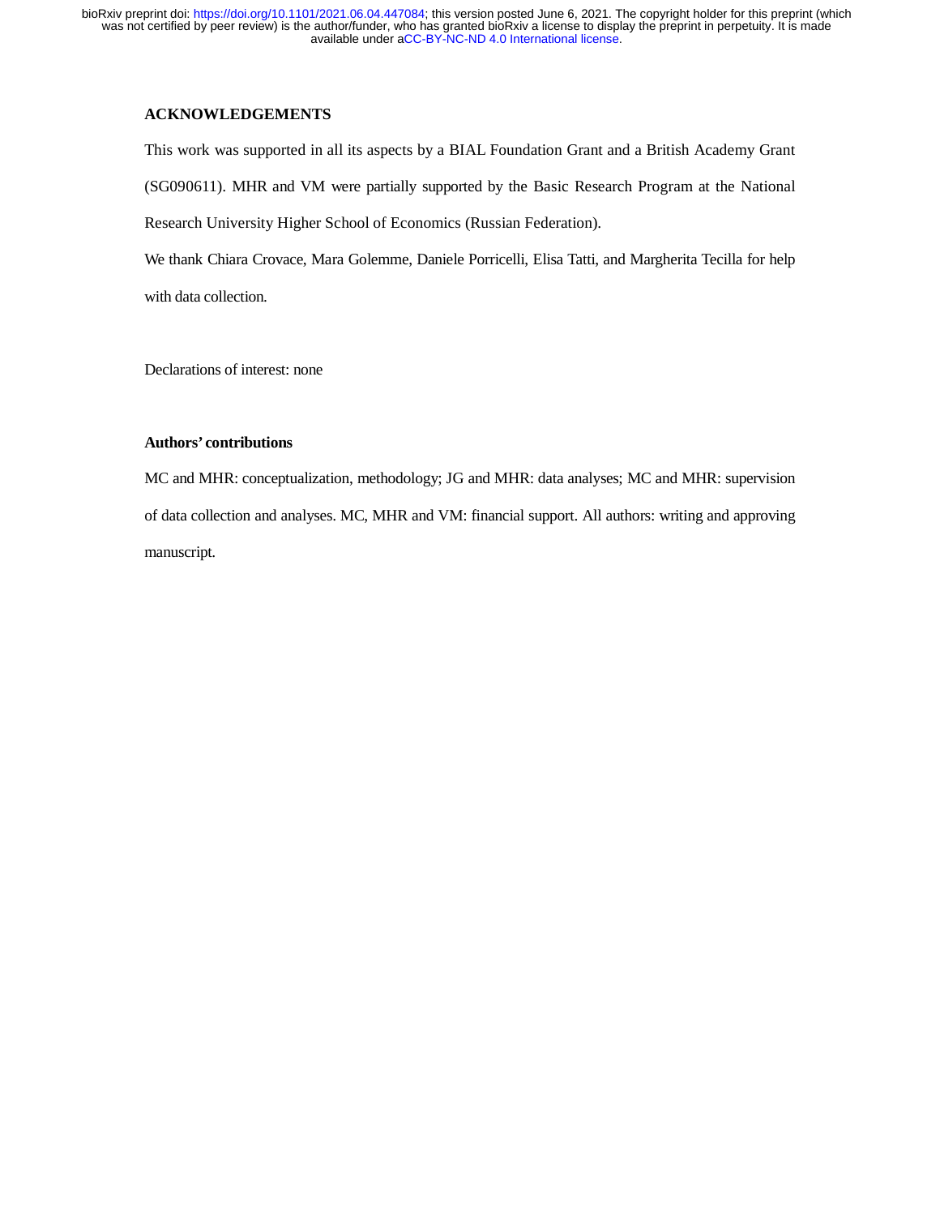## ACKNOWLEDGEMENTS

This work was supported in all its aspects by a BIAL Foundation Grant and a British Academy Grant (SG090611). MHR and VM were partially supported by the Basic Research Program at the National Research University Higher School of Economics (Russian Federation).

We thank Chiara Crovace, Mara Golemme, Daniele Porricelli, Elisa Tatti, and Margherita Tecilla for help with data collection.

Declarations of interest: none

### Authors' contributions

MC and MHR: conceptualization, methodology; JG and MHR: data analyses; MC and MHR: supervision of data collection and analyses. MC, MHR and VM: financial support. All authors: writing and approving manuscript.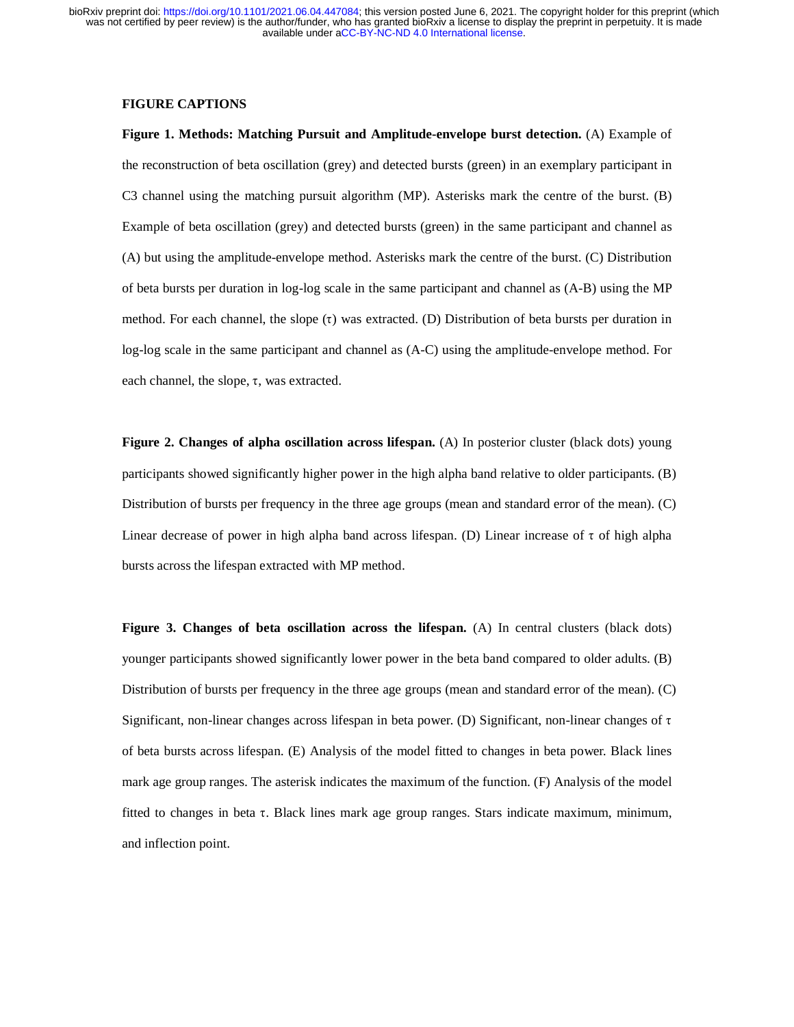## FIGURE CAPTIONS

**Figure 1. Methods: Matching Pursuit and Amplitude-envelope burst detection.** (A) Example of the reconstruction of beta oscillation (grey) and detected bursts (green) in an exemplary participant in C3 channel using the matching pursuit algorithm (MP). Asterisks mark the centre of the burst. (B) Example of beta oscillation (grey) and detected bursts (green) in the same participant and channel as (A) but using the amplitude-envelope method. Asterisks mark the centre of the burst. (C) Distribution of beta bursts per duration in log-log scale in the same participant and channel as (A-B) using the MP method. For each channel, the slope ($\tau$) was extracted. (D) Distribution of beta bursts per duration in log-log scale in the same participant and channel as (A-C) using the amplitude-envelope method. For each channel, the slope, $\tau$, was extracted.

**Figure 2. Changes of alpha oscillation across lifespan.** (A) In posterior cluster (black dots) young participants showed significantly higher power in the high alpha band relative to older participants. (B) Distribution of bursts per frequency in the three age groups (mean and standard error of the mean). (C) Linear decrease of power in high alpha band across lifespan. (D) Linear increase of $\tau$ of high alpha bursts across the lifespan extracted with MP method.

**Figure 3. Changes of beta oscillation across the lifespan.** (A) In central clusters (black dots) younger participants showed significantly lower power in the beta band compared to older adults. (B) Distribution of bursts per frequency in the three age groups (mean and standard error of the mean). (C) Significant, non-linear changes across lifespan in beta power. (D) Significant, non-linear changes of $\tau$ of beta bursts across lifespan. (E) Analysis of the model fitted to changes in beta power. Black lines mark age group ranges. The asterisk indicates the maximum of the function. (F) Analysis of the model fitted to changes in beta $\tau$. Black lines mark age group ranges. Stars indicate maximum, minimum, and inflection point.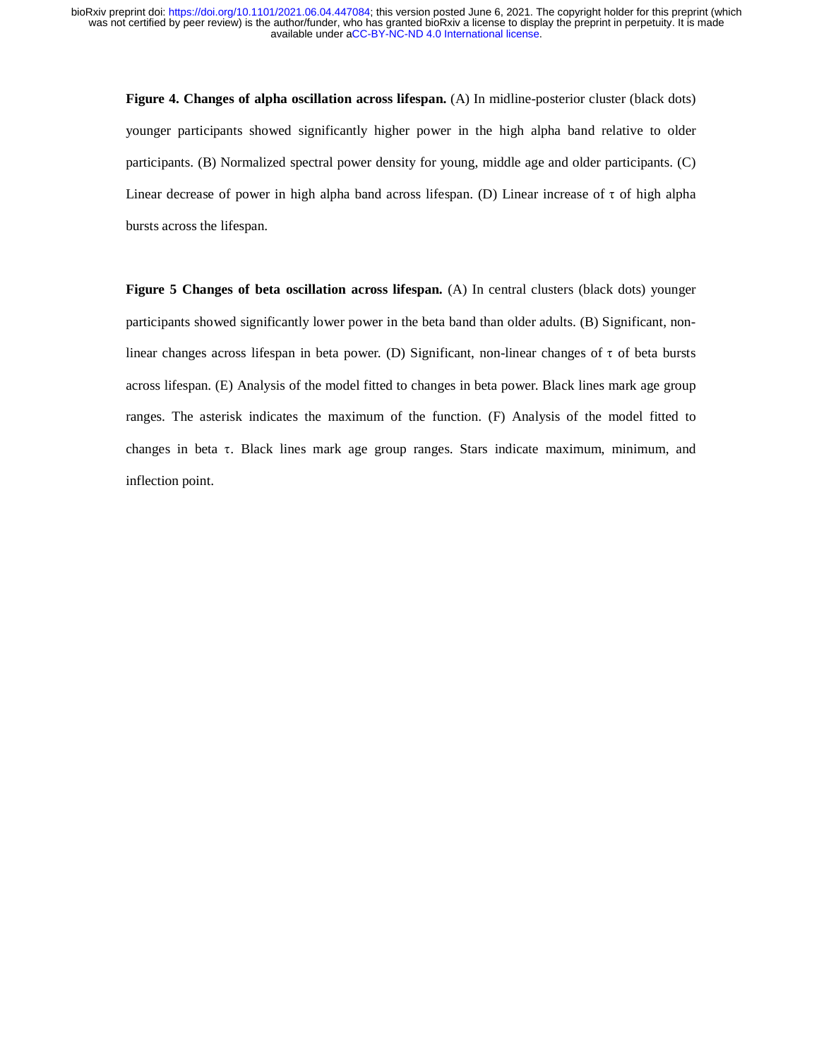**Figure 4. Changes of alpha oscillation across lifespan.** (A) In midline-posterior cluster (black dots) younger participants showed significantly higher power in the high alpha band relative to older participants. (B) Normalized spectral power density for young, middle age and older participants. (C) Linear decrease of power in high alpha band across lifespan. (D) Linear increase of $\tau$ of high alpha bursts across the lifespan.

**Figure 5 Changes of beta oscillation across lifespan.** (A) In central clusters (black dots) younger participants showed significantly lower power in the beta band than older adults. (B) Significant, non-linear changes across lifespan in beta power. (D) Significant, non-linear changes of $\tau$ of beta bursts across lifespan. (E) Analysis of the model fitted to changes in beta power. Black lines mark age group ranges. The asterisk indicates the maximum of the function. (F) Analysis of the model fitted to changes in beta $\tau$. Black lines mark age group ranges. Stars indicate maximum, minimum, and inflection point.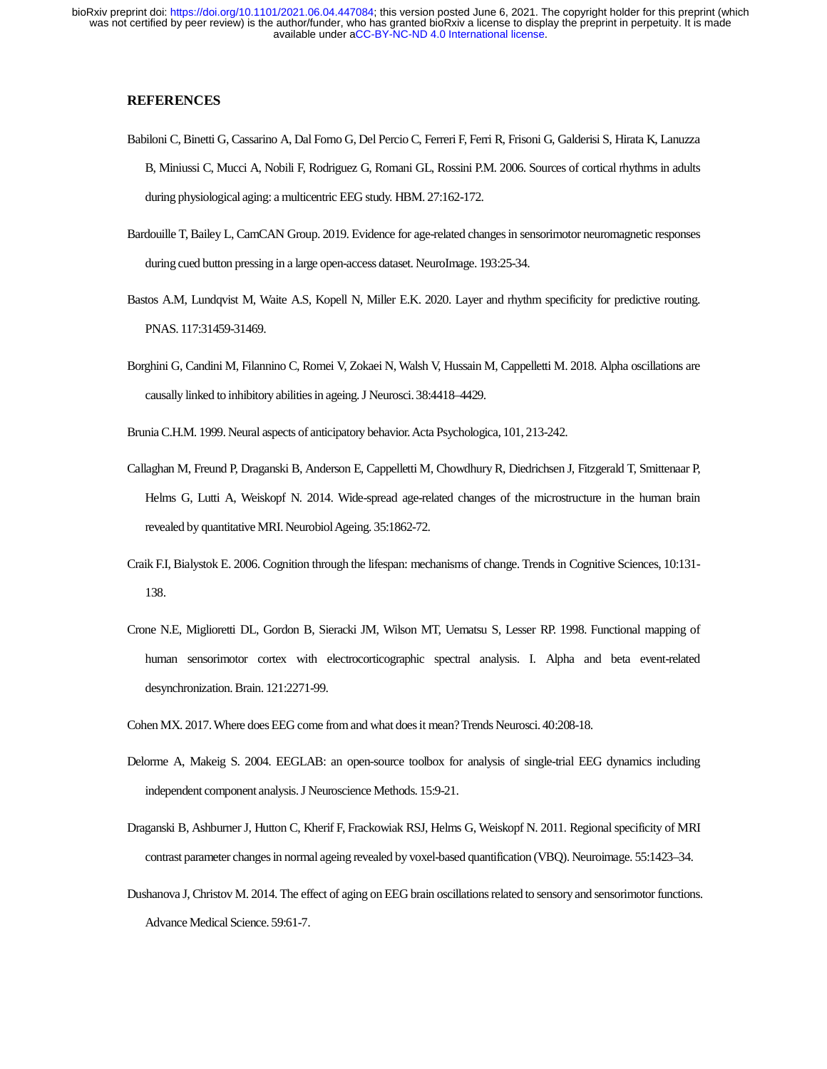## REFERENCES

Babiloni C, Binetti G, Cassarino A, Dal Forno G, Del Percio C, Ferreri F, Ferri R, Frisoni G, Galderisi S, Hirata K, Lanuzza B, Miniussi C, Mucci A, Nobili F, Rodriguez G, Romani GL, Rossini P.M. 2006. Sources of cortical rhythms in adults during physiological aging: a multicentric EEG study. HBM. 27:162-172.

Bardouille T, Bailey L, CamCAN Group. 2019. Evidence for age-related changes in sensorimotor neuromagnetic responses during cued button pressing in a large open-access dataset. NeuroImage. 193:25-34.

Bastos A.M, Lundqvist M, Waite A.S, Kopell N, Miller E.K. 2020. Layer and rhythm specificity for predictive routing. PNAS. 117:31459-31469.

Borghini G, Candini M, Filannino C, Romei V, Zokaei N, Walsh V, Hussain M, Cappelletti M. 2018. Alpha oscillations are causally linked to inhibitory abilities in ageing. J Neurosci. 38:4418–4429.

Brunia C.H.M. 1999. Neural aspects of anticipatory behavior. Acta Psychologica, 101, 213-242.

Callaghan M, Freund P, Draganski B, Anderson E, Cappelletti M, Chowdhury R, Diedrichsen J, Fitzgerald T, Smittenaar P, Helms G, Lutti A, Weiskopf N. 2014. Wide-spread age-related changes of the microstructure in the human brain revealed by quantitative MRI. Neurobiol Ageing. 35:1862-72.

Craik F.I, Bialystok E. 2006. Cognition through the lifespan: mechanisms of change. Trends in Cognitive Sciences, 10:131-138.

Crone N.E, Miglioretti DL, Gordon B, Sieracki JM, Wilson MT, Uematsu S, Lesser RP. 1998. Functional mapping of human sensorimotor cortex with electrocorticographic spectral analysis. I. Alpha and beta event-related desynchronization. Brain. 121:2271-99.

Cohen MX. 2017. Where does EEG come from and what does it mean? Trends Neurosci. 40:208-18.

Delorme A, Makeig S. 2004. EEGLAB: an open-source toolbox for analysis of single-trial EEG dynamics including independent component analysis. J Neuroscience Methods. 15:9-21.

Draganski B, Ashburner J, Hutton C, Kherif F, Frackowiak RSJ, Helms G, Weiskopf N. 2011. Regional specificity of MRI contrast parameter changes in normal ageing revealed by voxel-based quantification (VBQ). Neuroimage. 55:1423–34.

Dushanova J, Christov M. 2014. The effect of aging on EEG brain oscillations related to sensory and sensorimotor functions. Advance Medical Science. 59:61-7.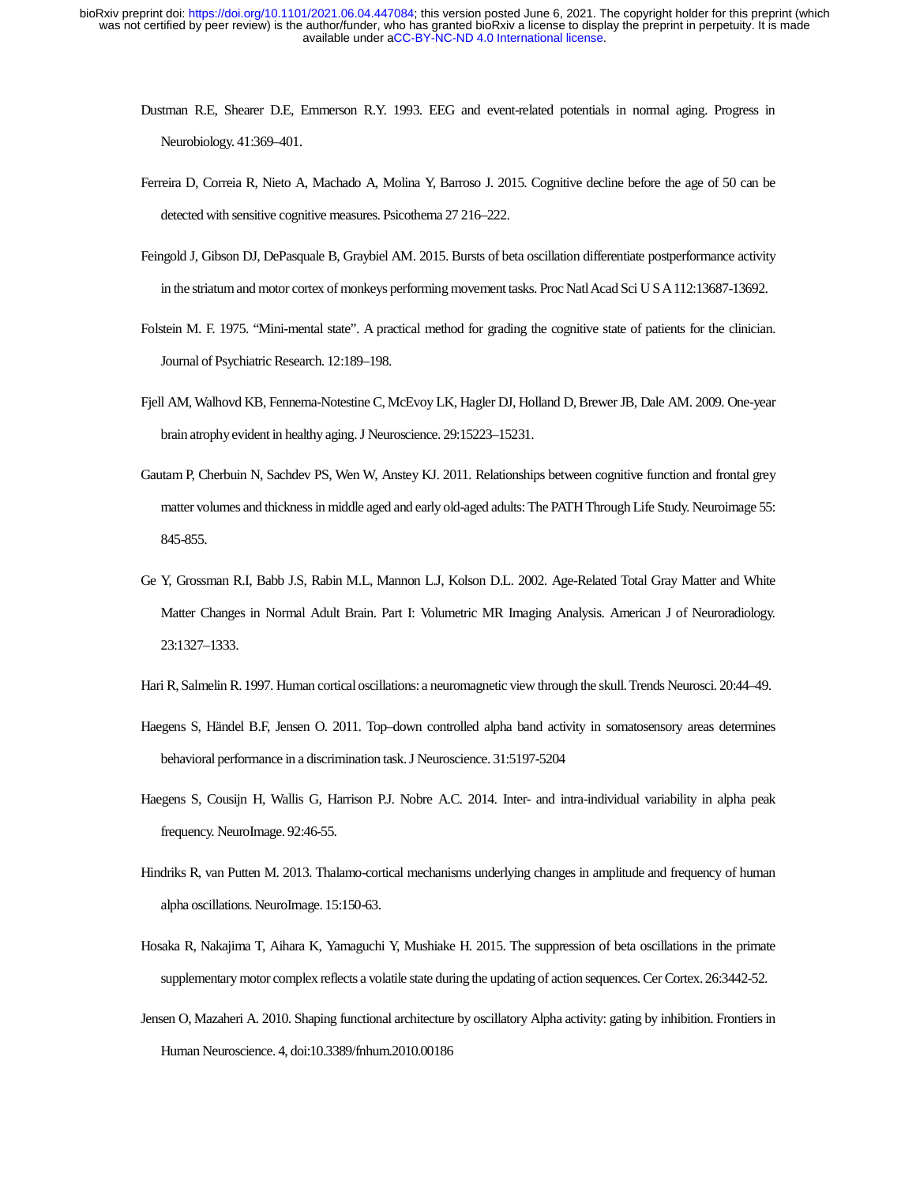Dustman R.E, Shearer D.E, Emmerson R.Y. 1993. EEG and event-related potentials in normal aging. Progress in Neurobiology. 41:369–401.

Ferreira D, Correia R, Nieto A, Machado A, Molina Y, Barroso J. 2015. Cognitive decline before the age of 50 can be detected with sensitive cognitive measures. Psicothema 27 216–222.

Feingold J, Gibson DJ, DePasquale B, Graybiel AM. 2015. Bursts of beta oscillation differentiate postperformance activity in the striatum and motor cortex of monkeys performing movement tasks. Proc Natl Acad Sci U S A 112:13687-13692.

Folstein M. F. 1975. "Mini-mental state". A practical method for grading the cognitive state of patients for the clinician. Journal of Psychiatric Research. 12:189–198.

Fjell AM, Walhovd KB, Fennema-Notestine C, McEvoy LK, Hagler DJ, Holland D, Brewer JB, Dale AM. 2009. One-year brain atrophy evident in healthy aging. J Neuroscience. 29:15223–15231.

Gautam P, Cherbuin N, Sachdev PS, Wen W, Anstey KJ. 2011. Relationships between cognitive function and frontal grey matter volumes and thickness in middle aged and early old-aged adults: The PATH Through Life Study. Neuroimage 55: 845-855.

Ge Y, Grossman R.I, Babb J.S, Rabin M.L, Mannon L.J, Kolson D.L. 2002. Age-Related Total Gray Matter and White Matter Changes in Normal Adult Brain. Part I: Volumetric MR Imaging Analysis. American J of Neuroradiology. 23:1327–1333.

Hari R, Salmelin R. 1997. Human cortical oscillations: a neuromagnetic view through the skull. Trends Neurosci. 20:44–49.

Haegens S, Händel B.F, Jensen O. 2011. Top–down controlled alpha band activity in somatosensory areas determines behavioral performance in a discrimination task. J Neuroscience. 31:5197-5204

Haegens S, Cousijn H, Wallis G, Harrison P.J. Nobre A.C. 2014. Inter- and intra-individual variability in alpha peak frequency. NeuroImage. 92:46-55.

Hindriks R, van Putten M. 2013. Thalamo-cortical mechanisms underlying changes in amplitude and frequency of human alpha oscillations. NeuroImage. 15:150-63.

Hosaka R, Nakajima T, Aihara K, Yamaguchi Y, Mushiake H. 2015. The suppression of beta oscillations in the primate supplementary motor complex reflects a volatile state during the updating of action sequences. Cer Cortex. 26:3442-52.

Jensen O, Mazaheri A. 2010. Shaping functional architecture by oscillatory Alpha activity: gating by inhibition. Frontiers in Human Neuroscience. 4, doi:10.3389/fnhum.2010.00186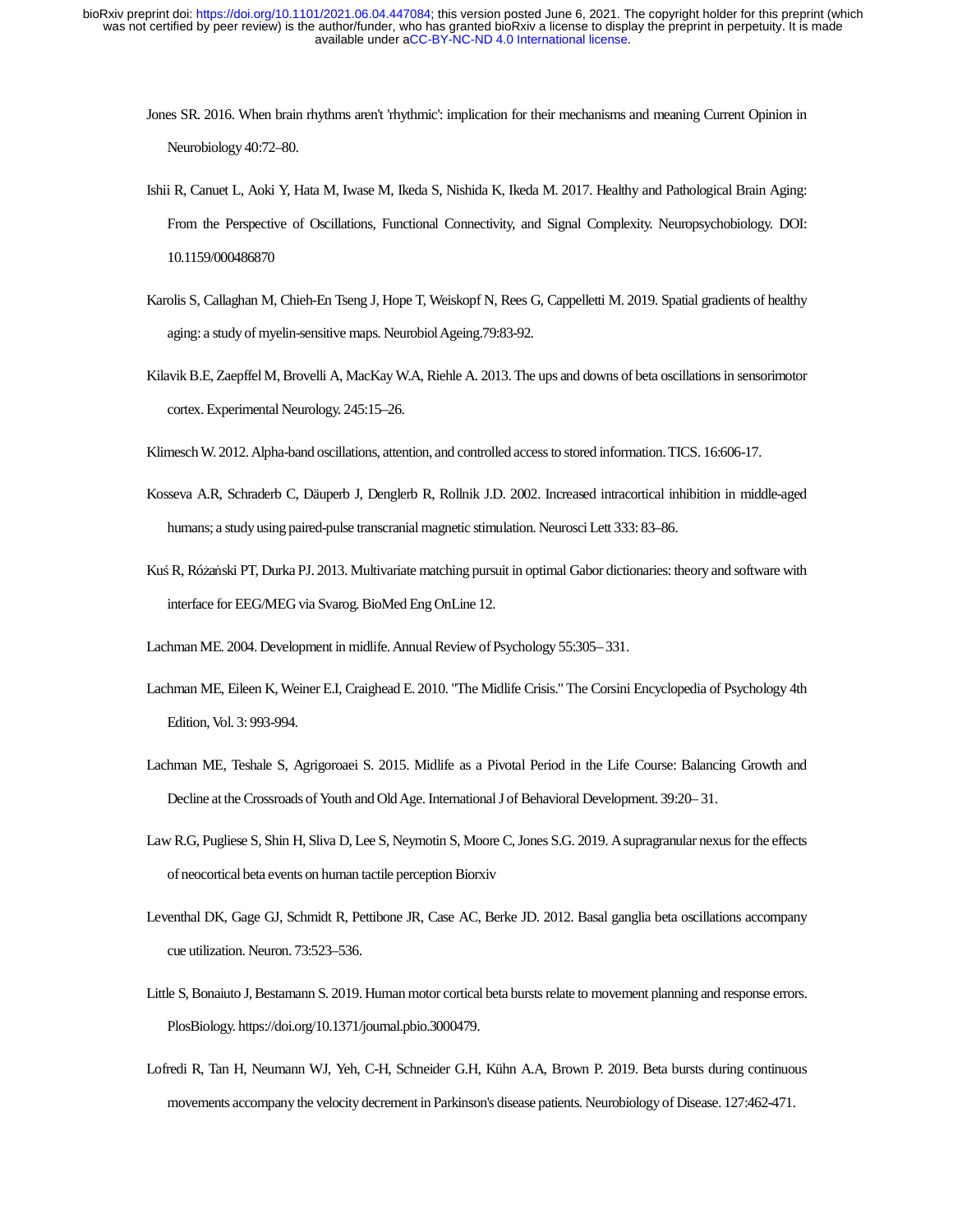Jones SR. 2016. When brain rhythms aren't 'rhythmic': implication for their mechanisms and meaning Current Opinion in Neurobiology 40:72–80.

Ishii R, Canuet L, Aoki Y, Hata M, Iwase M, Ikeda S, Nishida K, Ikeda M. 2017. Healthy and Pathological Brain Aging: From the Perspective of Oscillations, Functional Connectivity, and Signal Complexity. Neuropsychobiology. DOI: 10.1159/000486870

Karolis S, Callaghan M, Chieh-En Tseng J, Hope T, Weiskopf N, Rees G, Cappelletti M. 2019. Spatial gradients of healthy aging: a study of myelin-sensitive maps. Neurobiol Ageing.79:83-92.

Kilavik B.E, Zaepffel M, Brovelli A, MacKay W.A, Riehle A. 2013. The ups and downs of beta oscillations in sensorimotor cortex. Experimental Neurology. 245:15–26.

Klimesch W. 2012. Alpha-band oscillations, attention, and controlled access to stored information. TICS. 16:606-17.

Kosseva A.R, Schraderb C, Däuperb J, Denglerb R, Rollnik J.D. 2002. Increased intracortical inhibition in middle-aged humans; a study using paired-pulse transcranial magnetic stimulation. Neurosci Lett 333: 83–86.

Kuś R, Różański PT, Durka PJ. 2013. Multivariate matching pursuit in optimal Gabor dictionaries: theory and software with interface for EEG/MEG via Svarog. BioMed Eng OnLine 12.

Lachman ME. 2004. Development in midlife. Annual Review of Psychology 55:305– 331.

Lachman ME, Eileen K, Weiner E.I, Craighead E. 2010. "The Midlife Crisis." The Corsini Encyclopedia of Psychology 4th Edition, Vol. 3: 993-994.

Lachman ME, Teshale S, Agrigoroaei S. 2015. Midlife as a Pivotal Period in the Life Course: Balancing Growth and Decline at the Crossroads of Youth and Old Age. International J of Behavioral Development. 39:20– 31.

Law R.G, Pugliese S, Shin H, Sliva D, Lee S, Neymotin S, Moore C, Jones S.G. 2019. A supragranular nexus for the effects of neocortical beta events on human tactile perception Biorxiv

Leventhal DK, Gage GJ, Schmidt R, Pettibone JR, Case AC, Berke JD. 2012. Basal ganglia beta oscillations accompany cue utilization. Neuron. 73:523–536.

Little S, Bonaiuto J, Bestamann S. 2019. Human motor cortical beta bursts relate to movement planning and response errors. PlosBiology. https://doi.org/10.1371/journal.pbio.3000479.

Lofredi R, Tan H, Neumann WJ, Yeh, C-H, Schneider G.H, Kühn A.A, Brown P. 2019. Beta bursts during continuous movements accompany the velocity decrement in Parkinson's disease patients. Neurobiology of Disease. 127:462-471.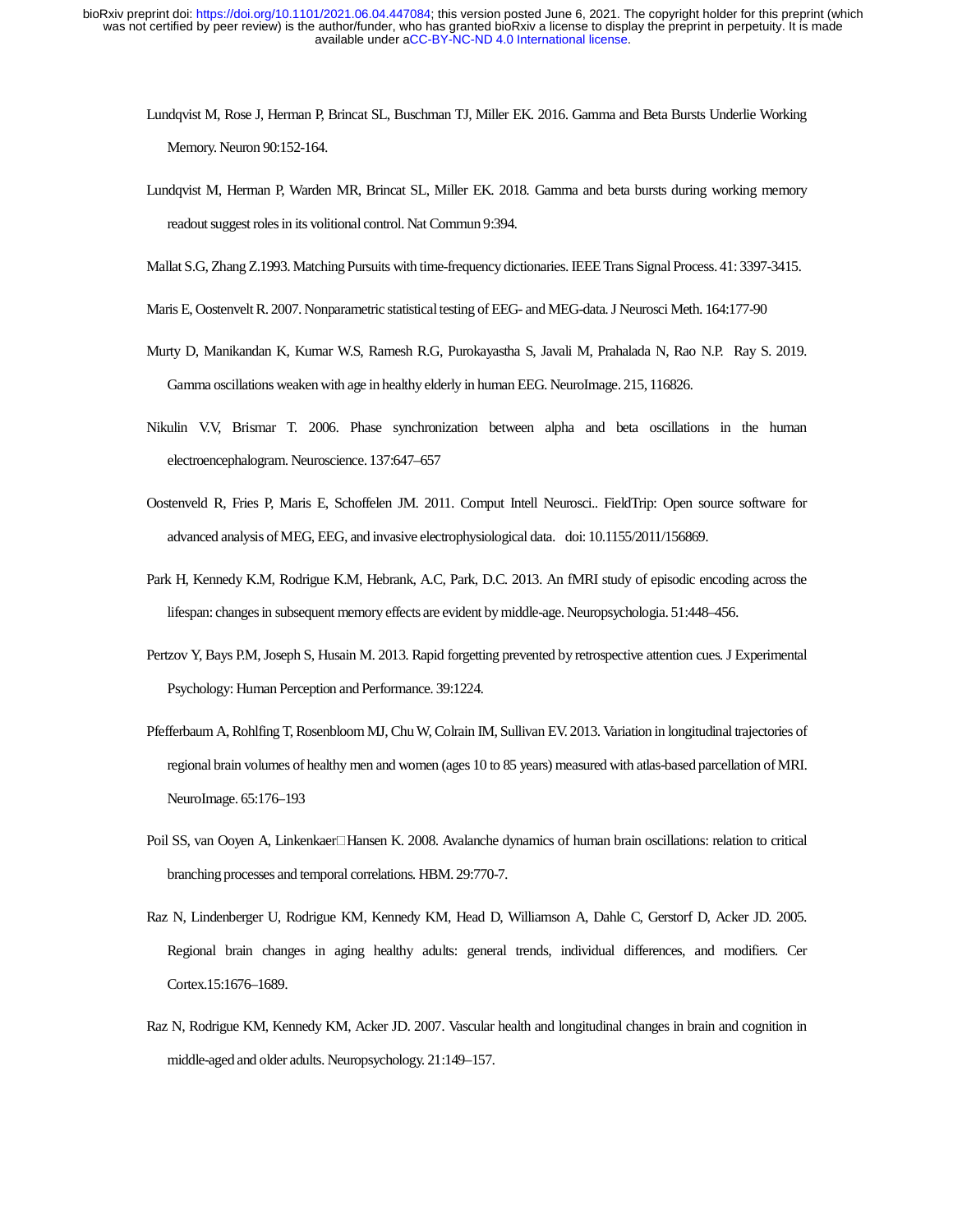Lundqvist M, Rose J, Herman P, Brincat SL, Buschman TJ, Miller EK. 2016. Gamma and Beta Bursts Underlie Working Memory. Neuron 90:152-164.

Lundqvist M, Herman P, Warden MR, Brincat SL, Miller EK. 2018. Gamma and beta bursts during working memory readout suggest roles in its volitional control. Nat Commun 9:394.

Mallat S.G, Zhang Z.1993. Matching Pursuits with time-frequency dictionaries. IEEE Trans Signal Process. 41: 3397-3415.

Maris E, Oostenvelt R. 2007. Nonparametric statistical testing of EEG- and MEG-data. J Neurosci Meth. 164:177-90

Murty D, Manikandan K, Kumar W.S, Ramesh R.G, Purokayastha S, Javali M, Prahalada N, Rao N.P. Ray S. 2019. Gamma oscillations weaken with age in healthy elderly in human EEG. NeuroImage. 215, 116826.

Nikulin V.V, Brismar T. 2006. Phase synchronization between alpha and beta oscillations in the human electroencephalogram. Neuroscience. 137:647–657

Oostenveld R, Fries P, Maris E, Schoffelen JM. 2011. Comput Intell Neurosci.. FieldTrip: Open source software for advanced analysis of MEG, EEG, and invasive electrophysiological data. doi: 10.1155/2011/156869.

Park H, Kennedy K.M, Rodrigue K.M, Hebrank, A.C, Park, D.C. 2013. An fMRI study of episodic encoding across the lifespan: changes in subsequent memory effects are evident by middle-age. Neuropsychologia. 51:448–456.

Pertzov Y, Bays P.M, Joseph S, Husain M. 2013. Rapid forgetting prevented by retrospective attention cues. J Experimental Psychology: Human Perception and Performance. 39:1224.

Pfefferbaum A, Rohlfing T, Rosenbloom MJ, Chu W, Colrain IM, Sullivan EV. 2013. Variation in longitudinal trajectories of regional brain volumes of healthy men and women (ages 10 to 85 years) measured with atlas-based parcellation of MRI. NeuroImage. 65:176–193

Poil SS, van Ooyen A, Linkenkaer□Hansen K. 2008. Avalanche dynamics of human brain oscillations: relation to critical branching processes and temporal correlations. HBM. 29:770-7.

Raz N, Lindenberger U, Rodrigue KM, Kennedy KM, Head D, Williamson A, Dahle C, Gerstorf D, Acker JD. 2005. Regional brain changes in aging healthy adults: general trends, individual differences, and modifiers. Cer Cortex.15:1676–1689.

Raz N, Rodrigue KM, Kennedy KM, Acker JD. 2007. Vascular health and longitudinal changes in brain and cognition in middle-aged and older adults. Neuropsychology. 21:149–157.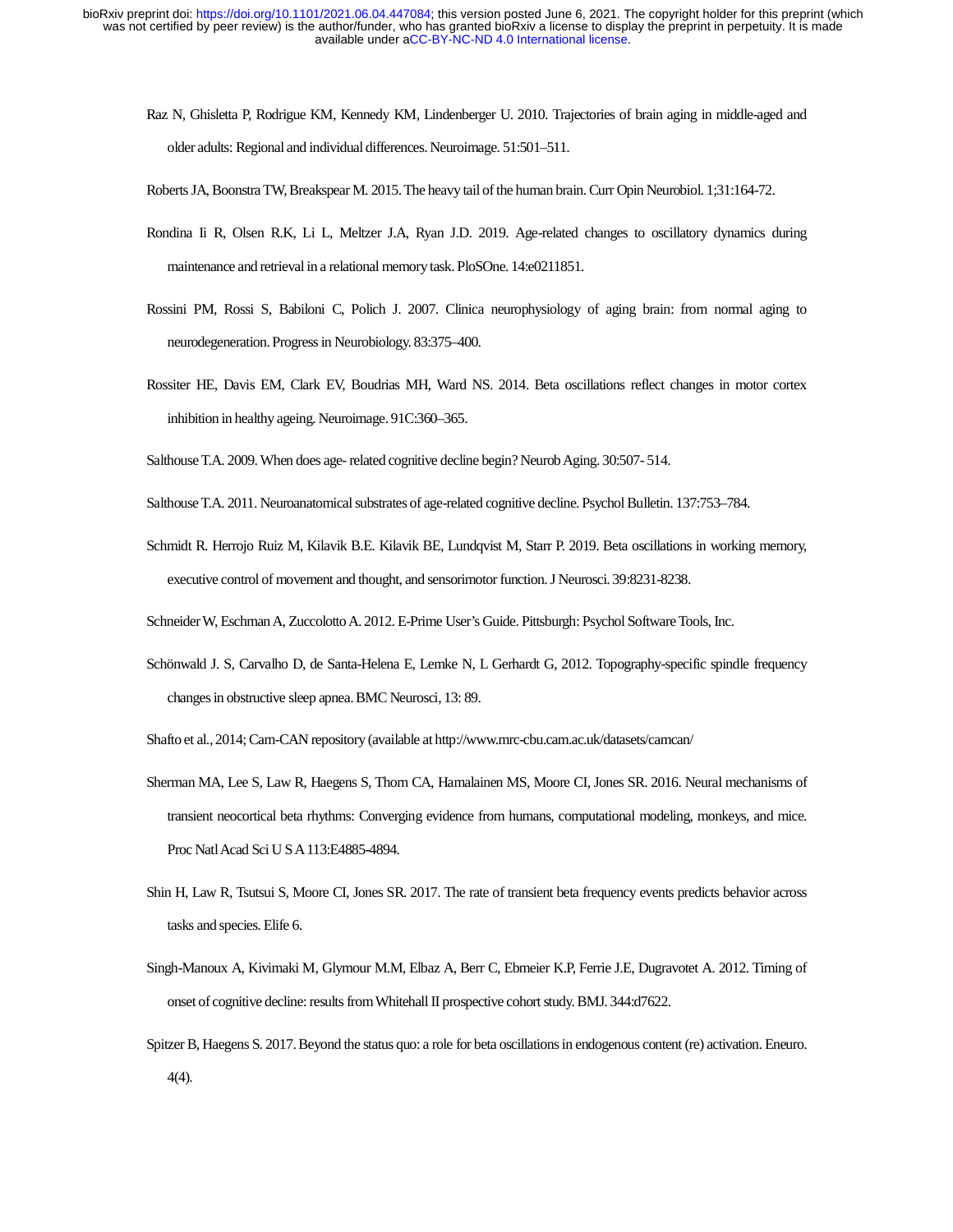Raz N, Ghisletta P, Rodrigue KM, Kennedy KM, Lindenberger U. 2010. Trajectories of brain aging in middle-aged and older adults: Regional and individual differences. Neuroimage. 51:501–511.

Roberts JA, Boonstra TW, Breakspear M. 2015. The heavy tail of the human brain. Curr Opin Neurobiol. 1;31:164-72.

Rondina Ii R, Olsen R.K, Li L, Meltzer J.A, Ryan J.D. 2019. Age-related changes to oscillatory dynamics during maintenance and retrieval in a relational memory task. PloSOne. 14:e0211851.

Rossini PM, Rossi S, Babiloni C, Polich J. 2007. Clinica neurophysiology of aging brain: from normal aging to neurodegeneration. Progress in Neurobiology. 83:375–400.

Rossiter HE, Davis EM, Clark EV, Boudrias MH, Ward NS. 2014. Beta oscillations reflect changes in motor cortex inhibition in healthy ageing. Neuroimage. 91C:360–365.

Salthouse T.A. 2009. When does age- related cognitive decline begin? Neurob Aging. 30:507- 514.

Salthouse T.A. 2011. Neuroanatomical substrates of age-related cognitive decline. Psychol Bulletin. 137:753–784.

Schmidt R. Herrojo Ruiz M, Kilavik B.E. Kilavik BE, Lundqvist M, Starr P. 2019. Beta oscillations in working memory, executive control of movement and thought, and sensorimotor function. J Neurosci. 39:8231-8238.

Schneider W, Eschman A, Zuccolotto A. 2012. E-Prime User's Guide. Pittsburgh: Psychol Software Tools, Inc.

Schönwald J. S, Carvalho D, de Santa-Helena E, Lemke N, L Gerhardt G, 2012. Topography-specific spindle frequency changes in obstructive sleep apnea. BMC Neurosci, 13: 89.

Shafto et al., 2014; Cam-CAN repository (available at http://www.mrc-cbu.cam.ac.uk/datasets/camcan/

Sherman MA, Lee S, Law R, Haegens S, Thorn CA, Hamalainen MS, Moore CI, Jones SR. 2016. Neural mechanisms of transient neocortical beta rhythms: Converging evidence from humans, computational modeling, monkeys, and mice. Proc Natl Acad Sci U S A 113:E4885-4894.

Shin H, Law R, Tsutsui S, Moore CI, Jones SR. 2017. The rate of transient beta frequency events predicts behavior across tasks and species. Elife 6.

Singh-Manoux A, Kivimaki M, Glymour M.M, Elbaz A, Berr C, Ebmeier K.P, Ferrie J.E, Dugravotet A. 2012. Timing of onset of cognitive decline: results from Whitehall II prospective cohort study. BMJ. 344:d7622.

Spitzer B, Haegens S. 2017. Beyond the status quo: a role for beta oscillations in endogenous content (re) activation. Eneuro. 4(4).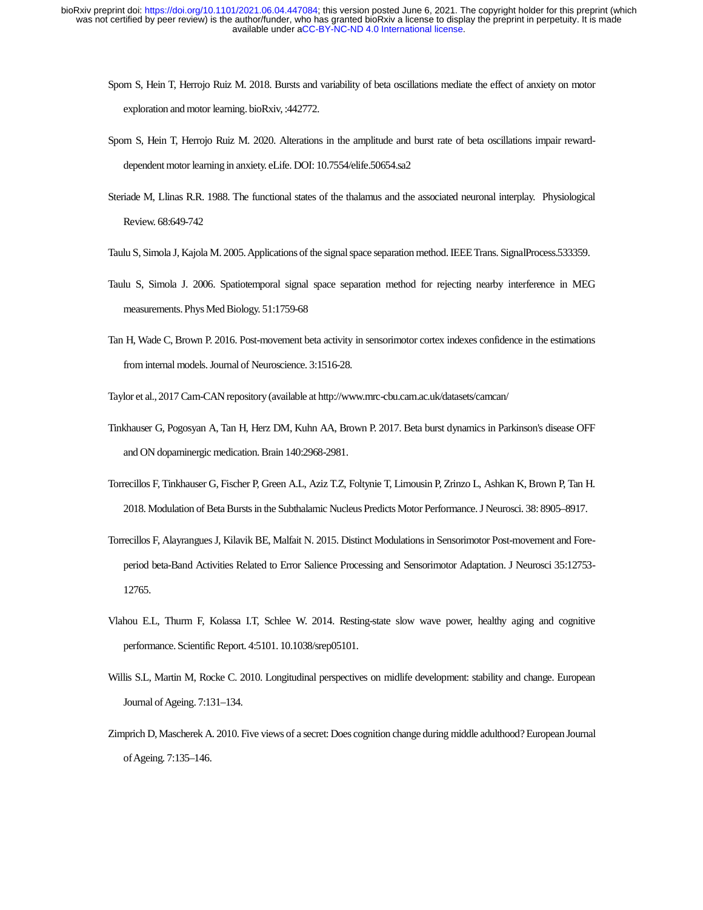Sporn S, Hein T, Herrojo Ruiz M. 2018. Bursts and variability of beta oscillations mediate the effect of anxiety on motor exploration and motor learning. bioRxiv, :442772.

Sporn S, Hein T, Herrojo Ruiz M. 2020. Alterations in the amplitude and burst rate of beta oscillations impair reward-dependent motor learning in anxiety. eLife. DOI: 10.7554/elife.50654.sa2

Steriade M, Llinas R.R. 1988. The functional states of the thalamus and the associated neuronal interplay. Physiological Review. 68:649-742

Taulu S, Simola J, Kajola M. 2005. Applications of the signal space separation method. IEEE Trans. SignalProcess.533359.

Taulu S, Simola J. 2006. Spatiotemporal signal space separation method for rejecting nearby interference in MEG measurements. Phys Med Biology. 51:1759-68

Tan H, Wade C, Brown P. 2016. Post-movement beta activity in sensorimotor cortex indexes confidence in the estimations from internal models. Journal of Neuroscience. 3:1516-28.

Taylor et al., 2017 Cam-CAN repository (available at http://www.mrc-cbu.cam.ac.uk/datasets/camcan/

Tinkhauser G, Pogosyan A, Tan H, Herz DM, Kuhn AA, Brown P. 2017. Beta burst dynamics in Parkinson's disease OFF and ON dopaminergic medication. Brain 140:2968-2981.

Torrecillos F, Tinkhauser G, Fischer P, Green A.L, Aziz T.Z, Foltynie T, Limousin P, Zrinzo L, Ashkan K, Brown P, Tan H. 2018. Modulation of Beta Bursts in the Subthalamic Nucleus Predicts Motor Performance. J Neurosci. 38: 8905–8917.

Torrecillos F, Alayrangues J, Kilavik BE, Malfait N. 2015. Distinct Modulations in Sensorimotor Post-movement and Fore-period beta-Band Activities Related to Error Salience Processing and Sensorimotor Adaptation. J Neurosci 35:12753-12765.

Vlahou E.L, Thurm F, Kolassa I.T, Schlee W. 2014. Resting-state slow wave power, healthy aging and cognitive performance. Scientific Report. 4:5101. 10.1038/srep05101.

Willis S.L, Martin M, Rocke C. 2010. Longitudinal perspectives on midlife development: stability and change. European Journal of Ageing. 7:131–134.

Zimprich D, Mascherek A. 2010. Five views of a secret: Does cognition change during middle adulthood? European Journal of Ageing. 7:135–146.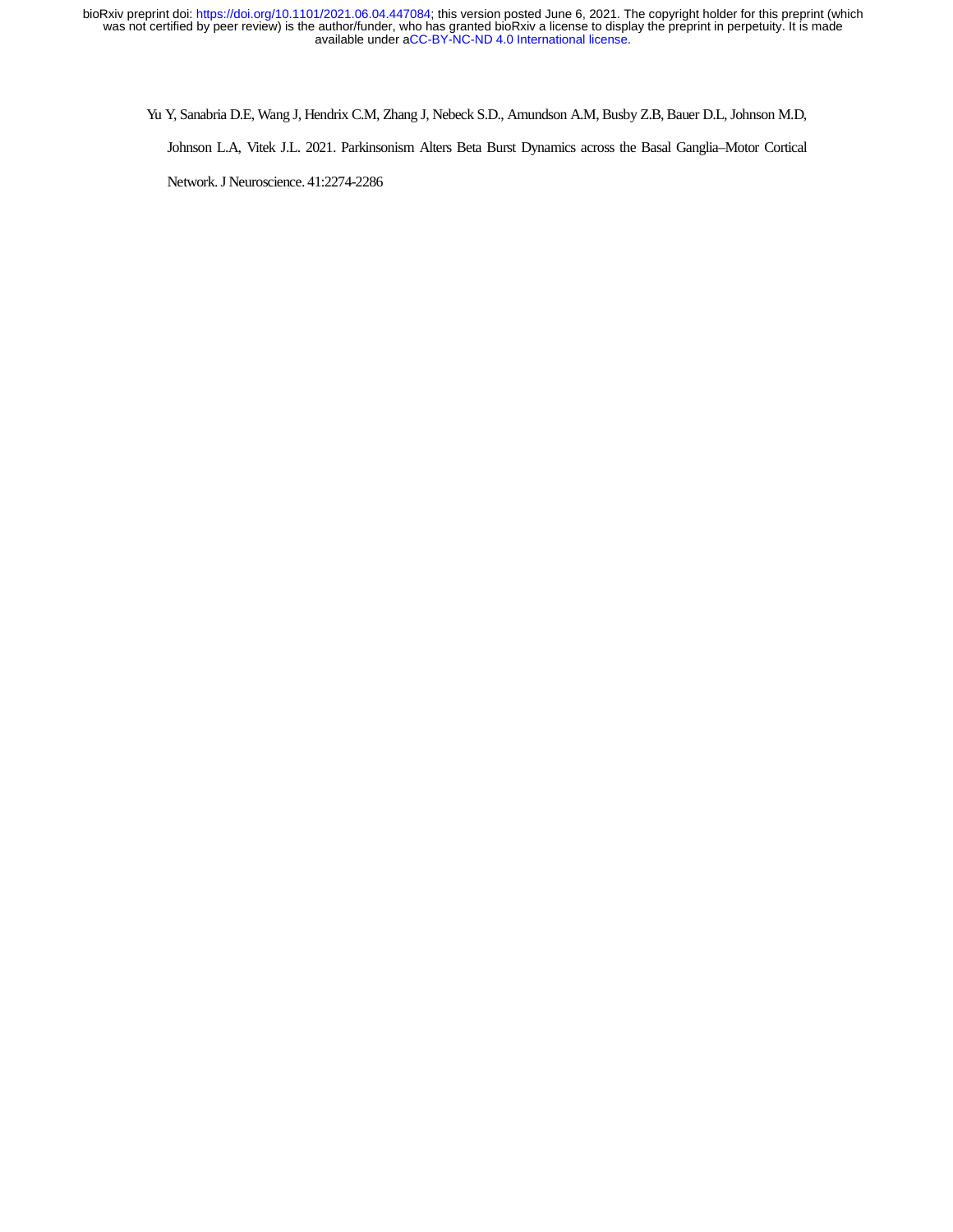Yu Y, Sanabria D.E, Wang J, Hendrix C.M, Zhang J, Nebeck S.D., Amundson A.M, Busby Z.B, Bauer D.L, Johnson M.D, Johnson L.A, Vitek J.L. 2021. Parkinsonism Alters Beta Burst Dynamics across the Basal Ganglia–Motor Cortical Network. J Neuroscience. 41:2274-2286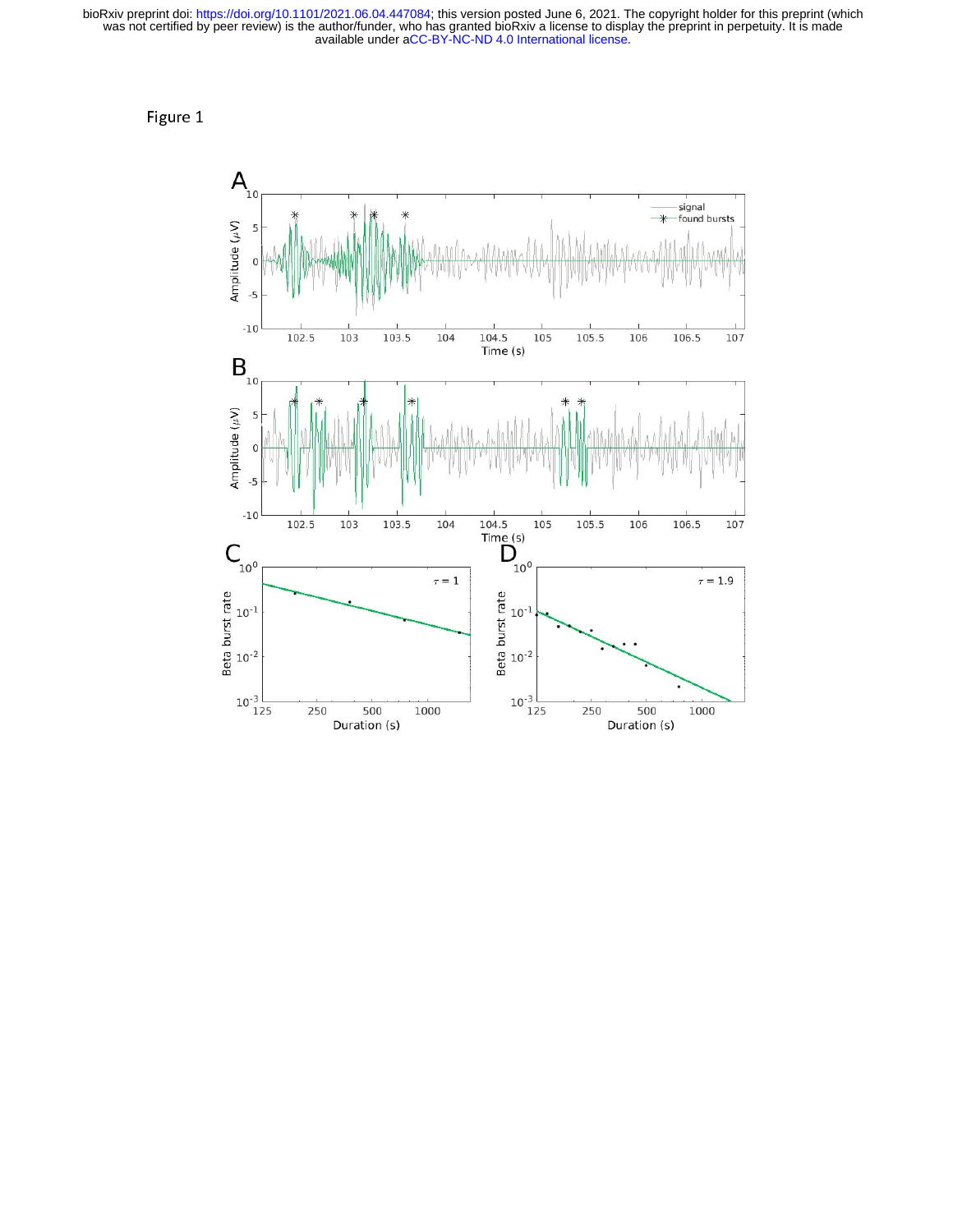Figure 1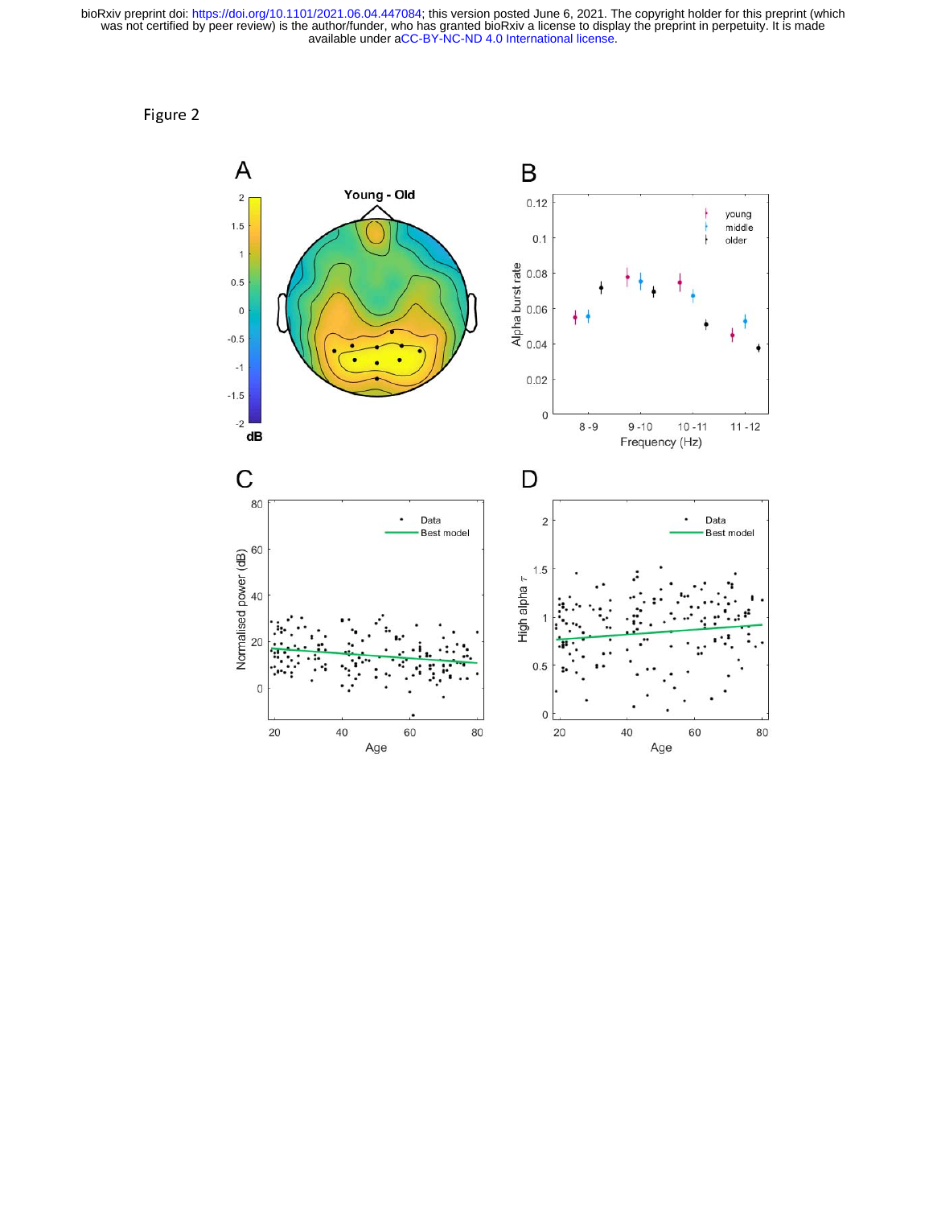Figure 2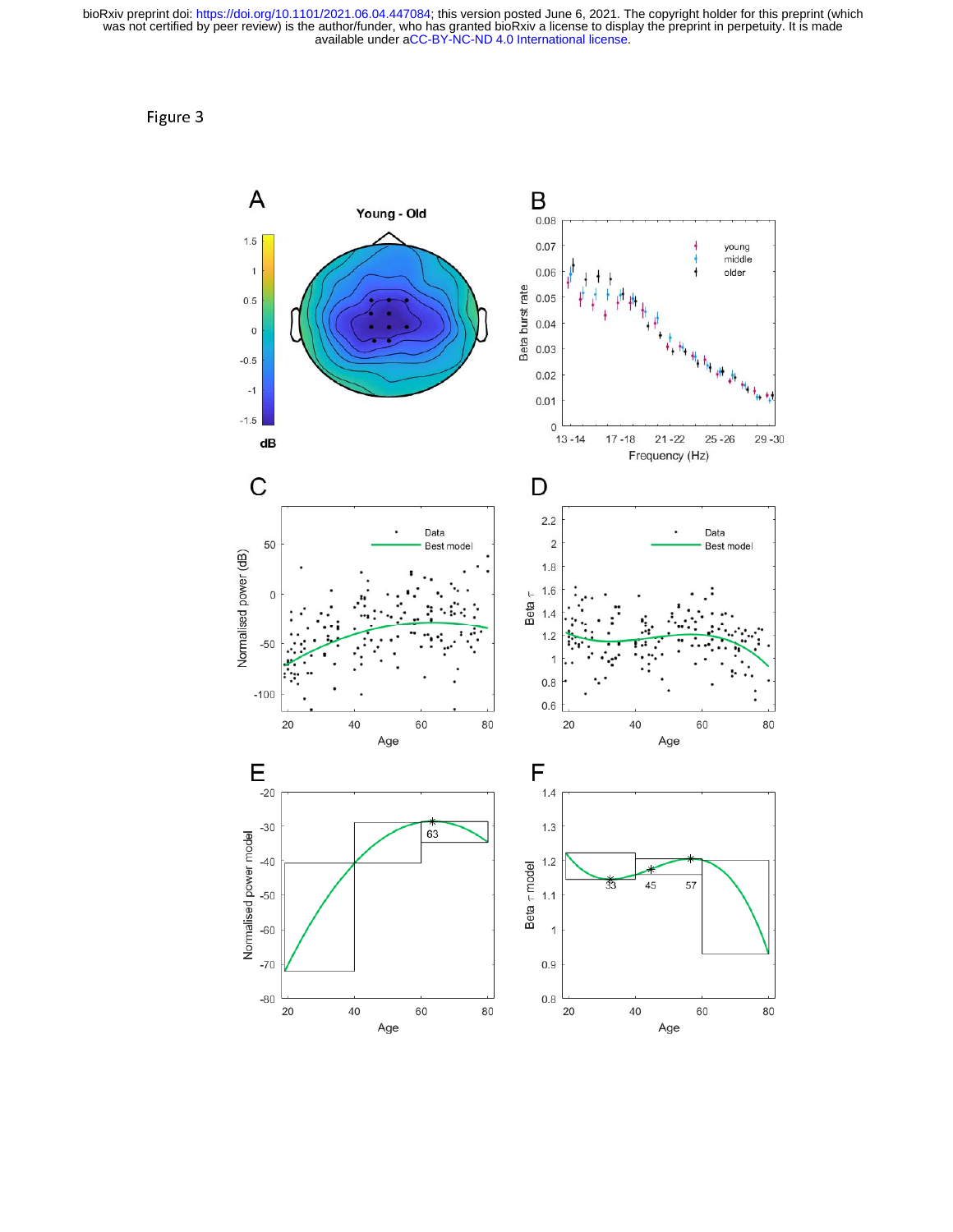Figure 3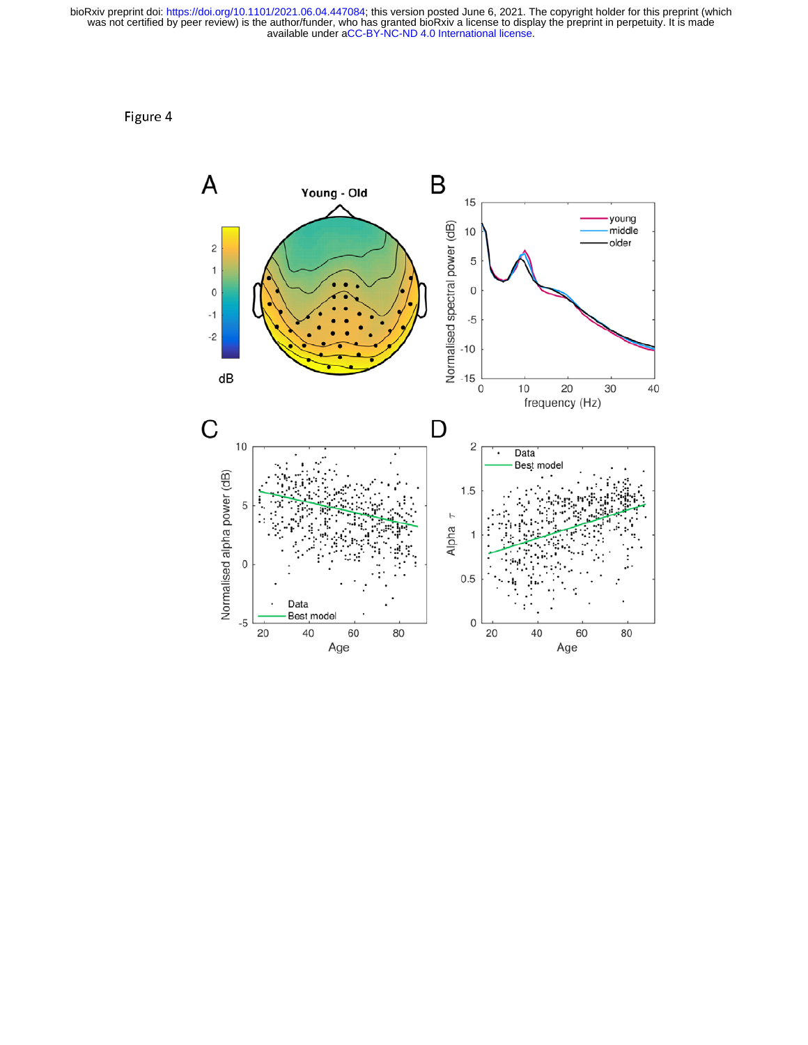Figure 4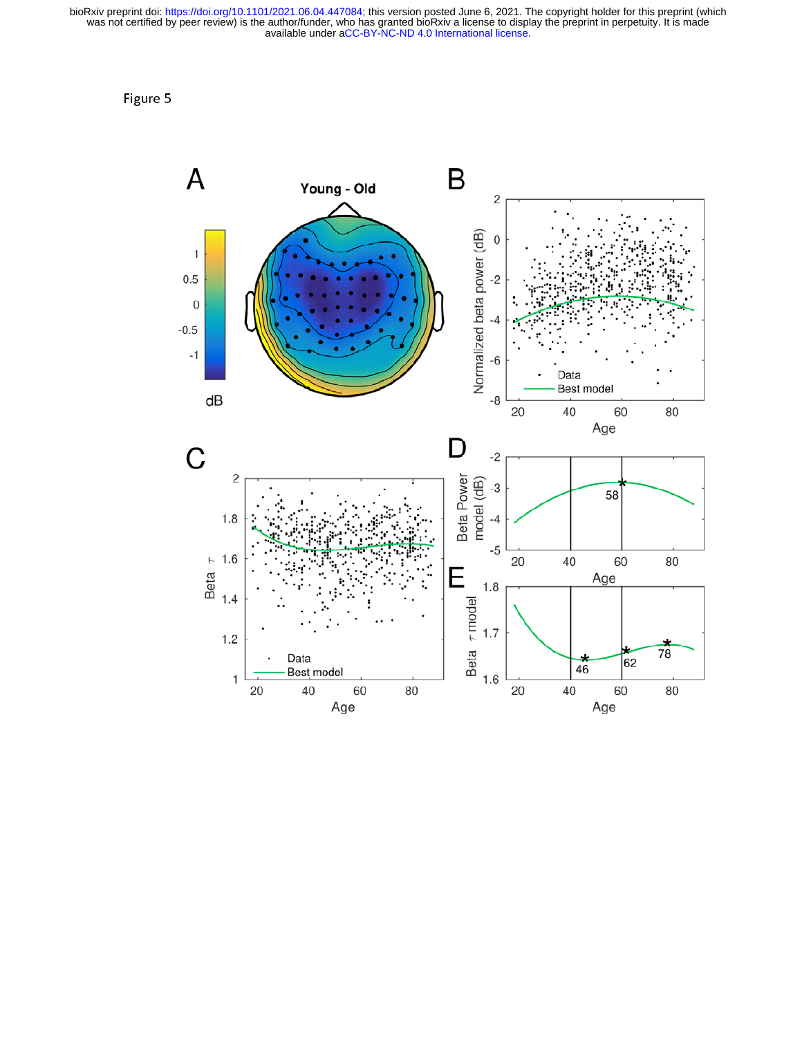Figure 5

A

Young - Old

1
0.5
0
-0.5
-1
dB

B

Normalized beta power (dB)
2
0
-2
-4
-6
-8
20 40 60 80
Age
Data
Best model

C

Beta $\tau$
2
1.8
1.6
1.4
1.2
1
20 40 60 80
Age
Data
Best model

D

Beta Power model (dB)
-2
-3
-4
-5
20 40 60 80
Age
58

E

Beta $\tau$ model
1.8
1.7
1.6
20 40 60 80
Age
46
62
78